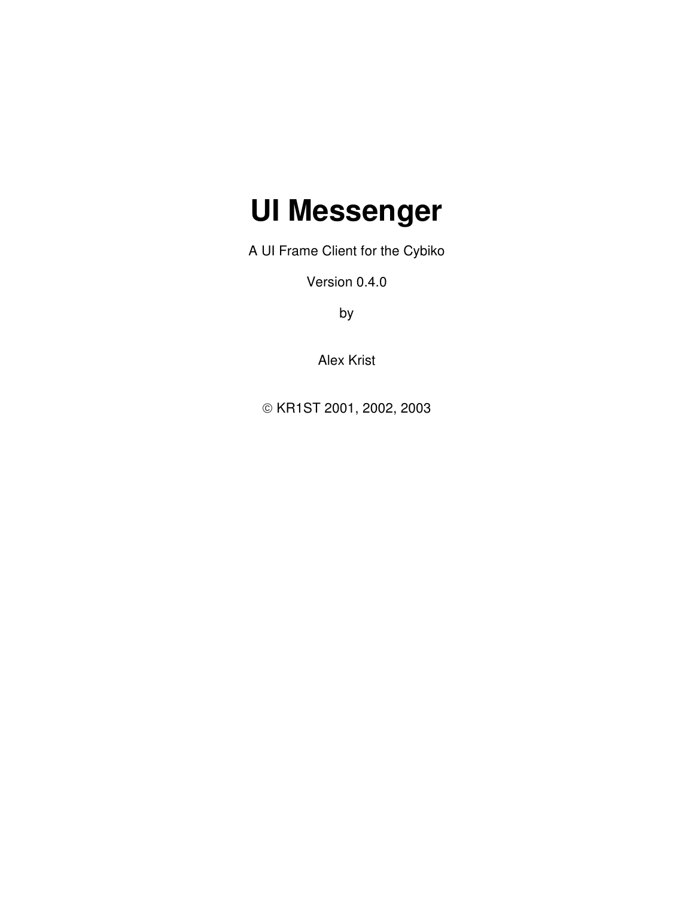# UI Messenger

A UI Frame Client for the Cybiko

Version 0.4.0

by

Alex Krist

© KR1ST 2001, 2002, 2003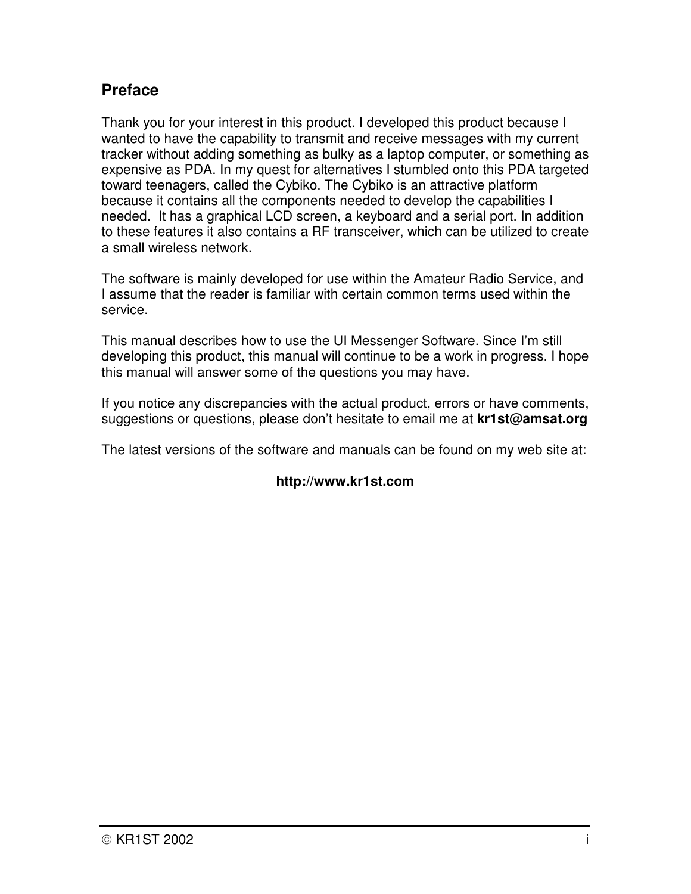## Preface

Thank you for your interest in this product. I developed this product because I wanted to have the capability to transmit and receive messages with my current tracker without adding something as bulky as a laptop computer, or something as expensive as PDA. In my quest for alternatives I stumbled onto this PDA targeted toward teenagers, called the Cybiko. The Cybiko is an attractive platform because it contains all the components needed to develop the capabilities I needed. It has a graphical LCD screen, a keyboard and a serial port. In addition to these features it also contains a RF transceiver, which can be utilized to create a small wireless network.

The software is mainly developed for use within the Amateur Radio Service, and I assume that the reader is familiar with certain common terms used within the service.

This manual describes how to use the UI Messenger Software. Since I'm still developing this product, this manual will continue to be a work in progress. I hope this manual will answer some of the questions you may have.

If you notice any discrepancies with the actual product, errors or have comments, suggestions or questions, please don't hesitate to email me at **kr1st@amsat.org**

The latest versions of the software and manuals can be found on my web site at:

**http://www.kr1st.com**

© KR1ST 2002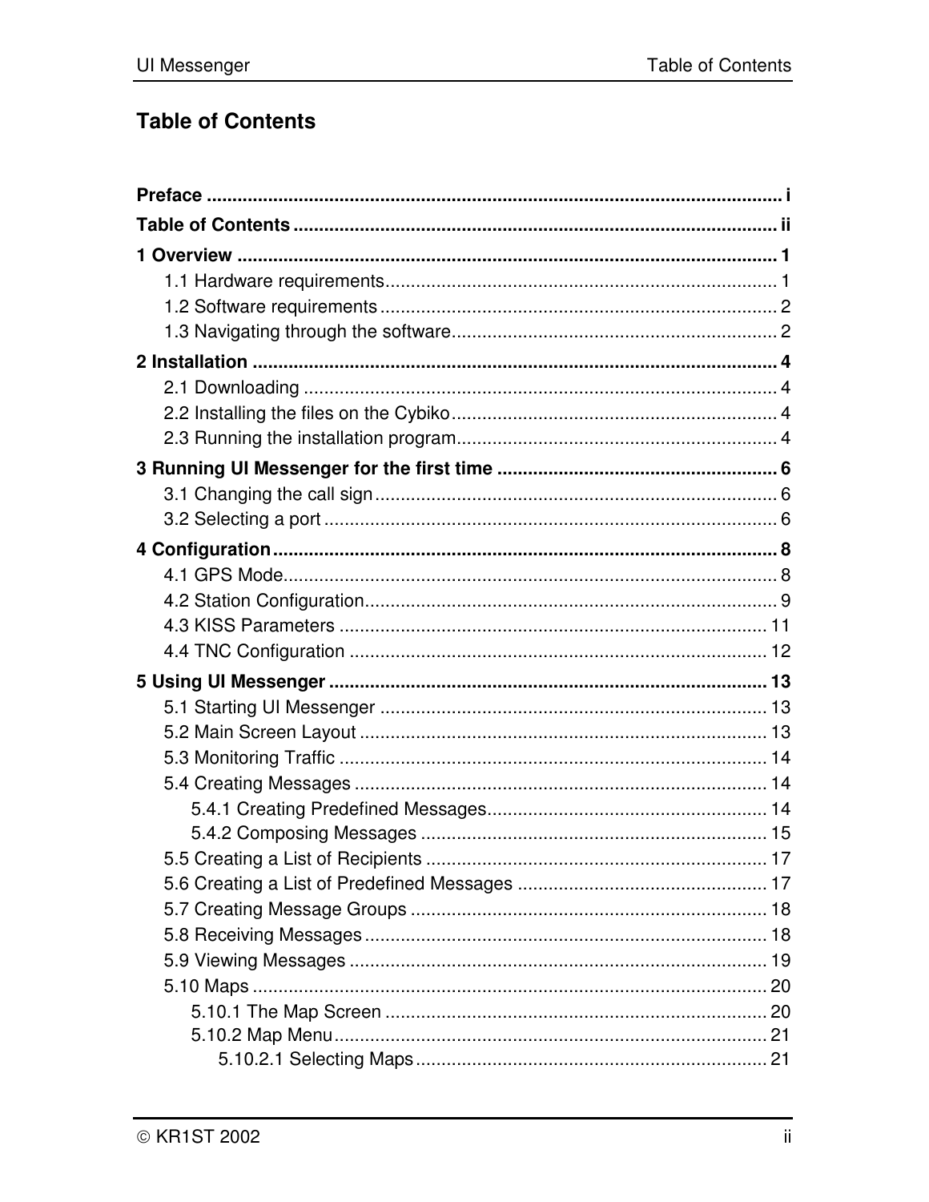# Table of Contents

**Preface** ........ i

**Table of Contents** ........ ii

**1 Overview** ........ 1

- 1.1 Hardware requirements ........ 1
- 1.2 Software requirements ........ 2
- 1.3 Navigating through the software ........ 2

**2 Installation** ........ 4

- 2.1 Downloading ........ 4
- 2.2 Installing the files on the Cybiko ........ 4
- 2.3 Running the installation program ........ 4

**3 Running UI Messenger for the first time** ........ 6

- 3.1 Changing the call sign ........ 6
- 3.2 Selecting a port ........ 6

**4 Configuration** ........ 8

- 4.1 GPS Mode ........ 8
- 4.2 Station Configuration ........ 9
- 4.3 KISS Parameters ........ 11
- 4.4 TNC Configuration ........ 12

**5 Using UI Messenger** ........ 13

- 5.1 Starting UI Messenger ........ 13
- 5.2 Main Screen Layout ........ 13
- 5.3 Monitoring Traffic ........ 14
- 5.4 Creating Messages ........ 14
  - 5.4.1 Creating Predefined Messages ........ 14
  - 5.4.2 Composing Messages ........ 15
- 5.5 Creating a List of Recipients ........ 17
- 5.6 Creating a List of Predefined Messages ........ 17
- 5.7 Creating Message Groups ........ 18
- 5.8 Receiving Messages ........ 18
- 5.9 Viewing Messages ........ 19
- 5.10 Maps ........ 20
  - 5.10.1 The Map Screen ........ 20
  - 5.10.2 Map Menu ........ 21
    - 5.10.2.1 Selecting Maps ........ 21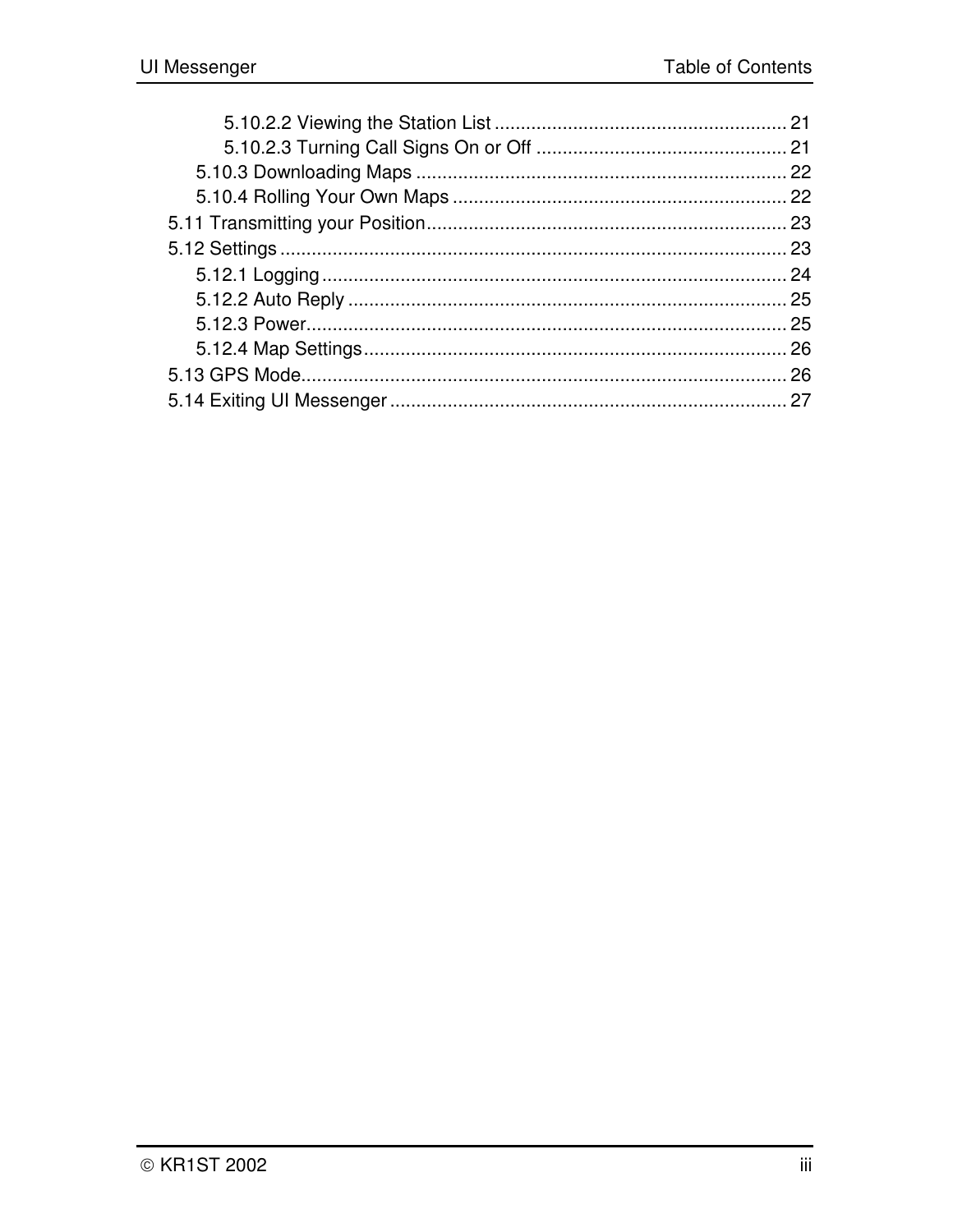5.10.2.2 Viewing the Station List ........................................................ 21
5.10.2.3 Turning Call Signs On or Off ................................................ 21
5.10.3 Downloading Maps ....................................................................... 22
5.10.4 Rolling Your Own Maps ................................................................ 22
5.11 Transmitting your Position..................................................................... 23
5.12 Settings .................................................................................................. 23
5.12.1 Logging ......................................................................................... 24
5.12.2 Auto Reply .................................................................................... 25
5.12.3 Power............................................................................................. 25
5.12.4 Map Settings.................................................................................. 26
5.13 GPS Mode.............................................................................................. 26
5.14 Exiting UI Messenger ............................................................................ 27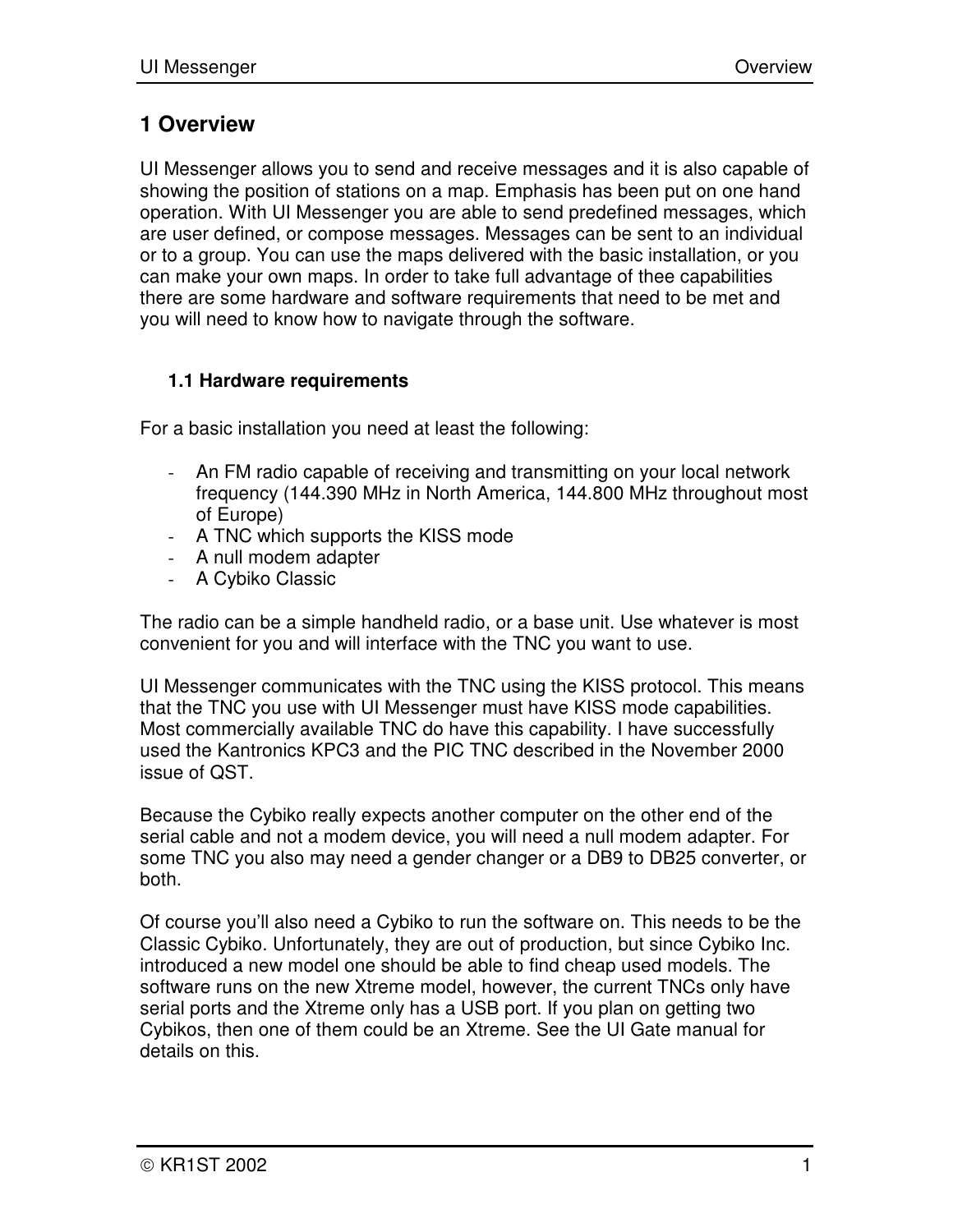# 1 Overview

UI Messenger allows you to send and receive messages and it is also capable of showing the position of stations on a map. Emphasis has been put on one hand operation. With UI Messenger you are able to send predefined messages, which are user defined, or compose messages. Messages can be sent to an individual or to a group. You can use the maps delivered with the basic installation, or you can make your own maps. In order to take full advantage of thee capabilities there are some hardware and software requirements that need to be met and you will need to know how to navigate through the software.

## 1.1 Hardware requirements

For a basic installation you need at least the following:

- An FM radio capable of receiving and transmitting on your local network frequency (144.390 MHz in North America, 144.800 MHz throughout most of Europe)
- A TNC which supports the KISS mode
- A null modem adapter
- A Cybiko Classic

The radio can be a simple handheld radio, or a base unit. Use whatever is most convenient for you and will interface with the TNC you want to use.

UI Messenger communicates with the TNC using the KISS protocol. This means that the TNC you use with UI Messenger must have KISS mode capabilities. Most commercially available TNC do have this capability. I have successfully used the Kantronics KPC3 and the PIC TNC described in the November 2000 issue of QST.

Because the Cybiko really expects another computer on the other end of the serial cable and not a modem device, you will need a null modem adapter. For some TNC you also may need a gender changer or a DB9 to DB25 converter, or both.

Of course you'll also need a Cybiko to run the software on. This needs to be the Classic Cybiko. Unfortunately, they are out of production, but since Cybiko Inc. introduced a new model one should be able to find cheap used models. The software runs on the new Xtreme model, however, the current TNCs only have serial ports and the Xtreme only has a USB port. If you plan on getting two Cybikos, then one of them could be an Xtreme. See the UI Gate manual for details on this.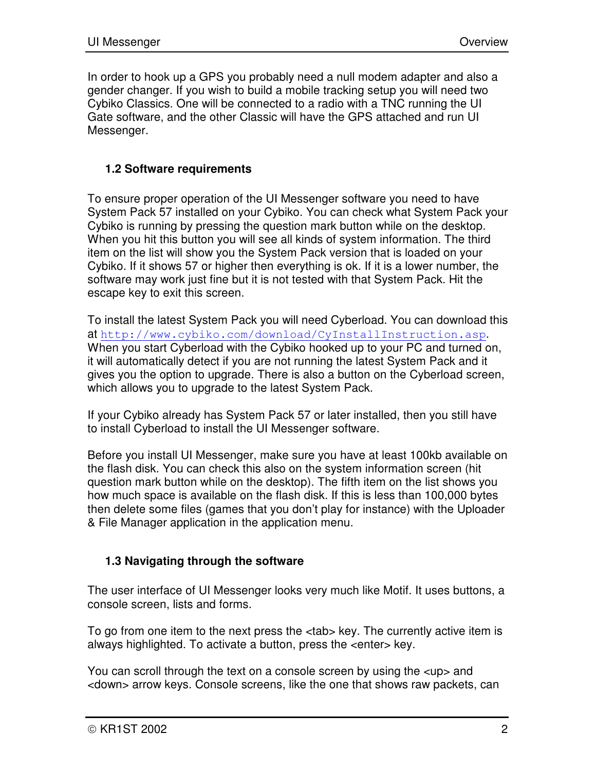In order to hook up a GPS you probably need a null modem adapter and also a gender changer. If you wish to build a mobile tracking setup you will need two Cybiko Classics. One will be connected to a radio with a TNC running the UI Gate software, and the other Classic will have the GPS attached and run UI Messenger.

### 1.2 Software requirements

To ensure proper operation of the UI Messenger software you need to have System Pack 57 installed on your Cybiko. You can check what System Pack your Cybiko is running by pressing the question mark button while on the desktop. When you hit this button you will see all kinds of system information. The third item on the list will show you the System Pack version that is loaded on your Cybiko. If it shows 57 or higher then everything is ok. If it is a lower number, the software may work just fine but it is not tested with that System Pack. Hit the escape key to exit this screen.

To install the latest System Pack you will need Cyberload. You can download this at http://www.cybiko.com/download/CyInstallInstruction.asp. When you start Cyberload with the Cybiko hooked up to your PC and turned on, it will automatically detect if you are not running the latest System Pack and it gives you the option to upgrade. There is also a button on the Cyberload screen, which allows you to upgrade to the latest System Pack.

If your Cybiko already has System Pack 57 or later installed, then you still have to install Cyberload to install the UI Messenger software.

Before you install UI Messenger, make sure you have at least 100kb available on the flash disk. You can check this also on the system information screen (hit question mark button while on the desktop). The fifth item on the list shows you how much space is available on the flash disk. If this is less than 100,000 bytes then delete some files (games that you don't play for instance) with the Uploader & File Manager application in the application menu.

### 1.3 Navigating through the software

The user interface of UI Messenger looks very much like Motif. It uses buttons, a console screen, lists and forms.

To go from one item to the next press the <tab> key. The currently active item is always highlighted. To activate a button, press the <enter> key.

You can scroll through the text on a console screen by using the <up> and <down> arrow keys. Console screens, like the one that shows raw packets, can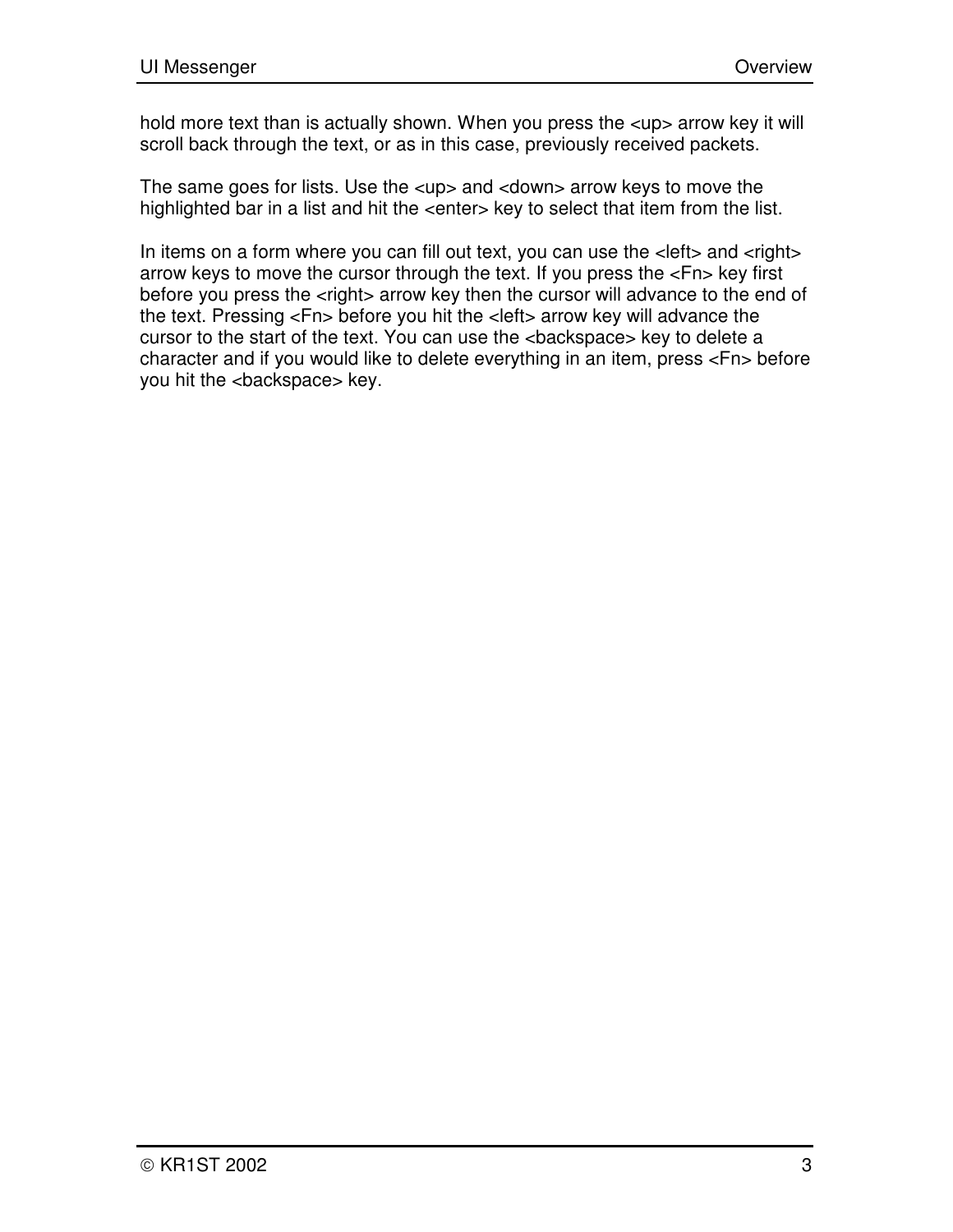hold more text than is actually shown. When you press the <up> arrow key it will scroll back through the text, or as in this case, previously received packets.

The same goes for lists. Use the <up> and <down> arrow keys to move the highlighted bar in a list and hit the <enter> key to select that item from the list.

In items on a form where you can fill out text, you can use the <left> and <right> arrow keys to move the cursor through the text. If you press the <Fn> key first before you press the <right> arrow key then the cursor will advance to the end of the text. Pressing <Fn> before you hit the <left> arrow key will advance the cursor to the start of the text. You can use the <backspace> key to delete a character and if you would like to delete everything in an item, press <Fn> before you hit the <backspace> key.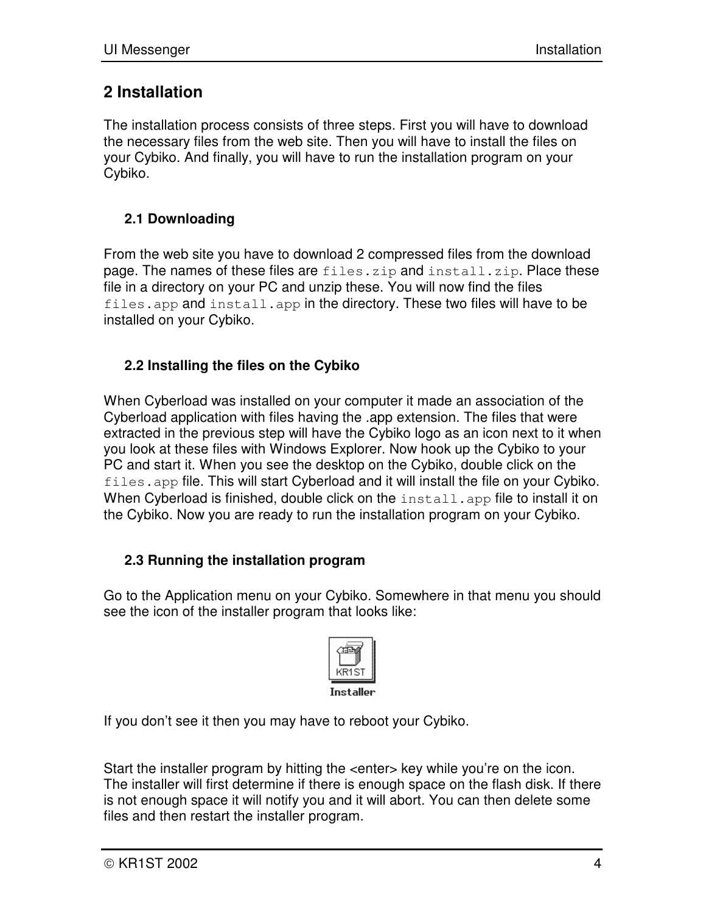## 2 Installation

The installation process consists of three steps. First you will have to download the necessary files from the web site. Then you will have to install the files on your Cybiko. And finally, you will have to run the installation program on your Cybiko.

### 2.1 Downloading

From the web site you have to download 2 compressed files from the download page. The names of these files are `files.zip` and `install.zip`. Place these file in a directory on your PC and unzip these. You will now find the files `files.app` and `install.app` in the directory. These two files will have to be installed on your Cybiko.

### 2.2 Installing the files on the Cybiko

When Cyberload was installed on your computer it made an association of the Cyberload application with files having the .app extension. The files that were extracted in the previous step will have the Cybiko logo as an icon next to it when you look at these files with Windows Explorer. Now hook up the Cybiko to your PC and start it. When you see the desktop on the Cybiko, double click on the `files.app` file. This will start Cyberload and it will install the file on your Cybiko. When Cyberload is finished, double click on the `install.app` file to install it on the Cybiko. Now you are ready to run the installation program on your Cybiko.

### 2.3 Running the installation program

Go to the Application menu on your Cybiko. Somewhere in that menu you should see the icon of the installer program that looks like:

If you don't see it then you may have to reboot your Cybiko.

Start the installer program by hitting the <enter> key while you're on the icon. The installer will first determine if there is enough space on the flash disk. If there is not enough space it will notify you and it will abort. You can then delete some files and then restart the installer program.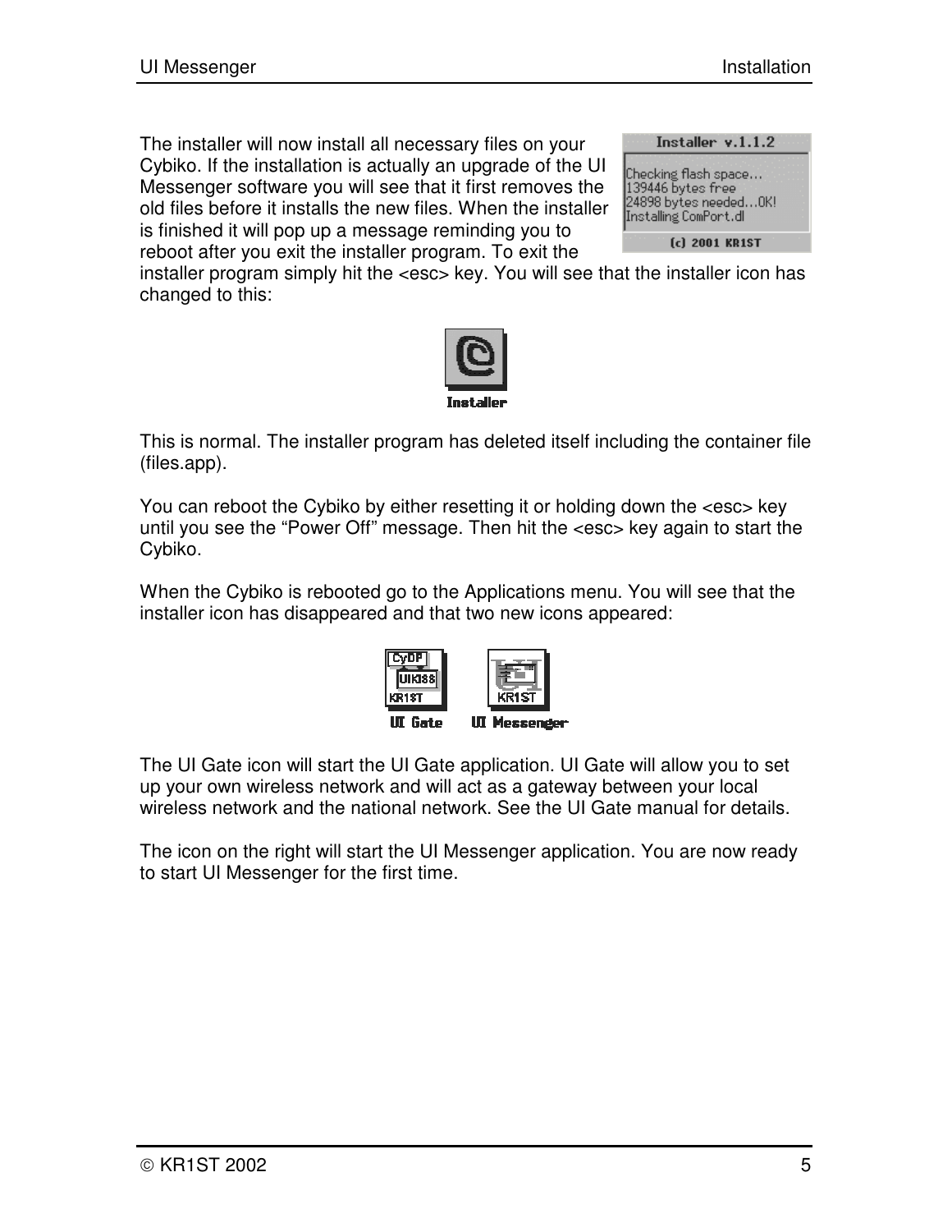The installer will now install all necessary files on your Cybiko. If the installation is actually an upgrade of the UI Messenger software you will see that it first removes the old files before it installs the new files. When the installer is finished it will pop up a message reminding you to reboot after you exit the installer program. To exit the installer program simply hit the <esc> key. You will see that the installer icon has changed to this:

This is normal. The installer program has deleted itself including the container file (files.app).

You can reboot the Cybiko by either resetting it or holding down the <esc> key until you see the "Power Off" message. Then hit the <esc> key again to start the Cybiko.

When the Cybiko is rebooted go to the Applications menu. You will see that the installer icon has disappeared and that two new icons appeared:

The UI Gate icon will start the UI Gate application. UI Gate will allow you to set up your own wireless network and will act as a gateway between your local wireless network and the national network. See the UI Gate manual for details.

The icon on the right will start the UI Messenger application. You are now ready to start UI Messenger for the first time.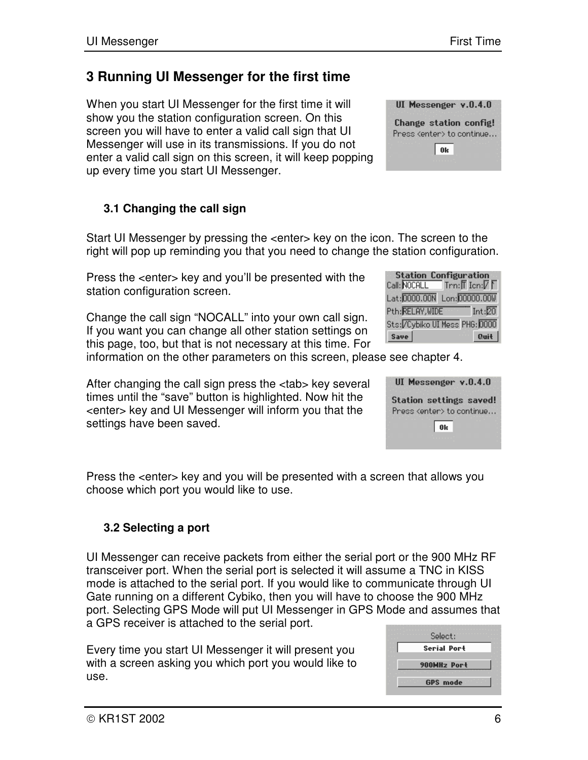# 3 Running UI Messenger for the first time

When you start UI Messenger for the first time it will show you the station configuration screen. On this screen you will have to enter a valid call sign that UI Messenger will use in its transmissions. If you do not enter a valid call sign on this screen, it will keep popping up every time you start UI Messenger.

## 3.1 Changing the call sign

Start UI Messenger by pressing the <enter> key on the icon. The screen to the right will pop up reminding you that you need to change the station configuration.

Press the <enter> key and you'll be presented with the station configuration screen.

Change the call sign "NOCALL" into your own call sign. If you want you can change all other station settings on this page, too, but that is not necessary at this time. For information on the other parameters on this screen, please see chapter 4.

After changing the call sign press the <tab> key several times until the "save" button is highlighted. Now hit the <enter> key and UI Messenger will inform you that the settings have been saved.

Press the <enter> key and you will be presented with a screen that allows you choose which port you would like to use.

## 3.2 Selecting a port

UI Messenger can receive packets from either the serial port or the 900 MHz RF transceiver port. When the serial port is selected it will assume a TNC in KISS mode is attached to the serial port. If you would like to communicate through UI Gate running on a different Cybiko, then you will have to choose the 900 MHz port. Selecting GPS Mode will put UI Messenger in GPS Mode and assumes that a GPS receiver is attached to the serial port.

Every time you start UI Messenger it will present you with a screen asking you which port you would like to use.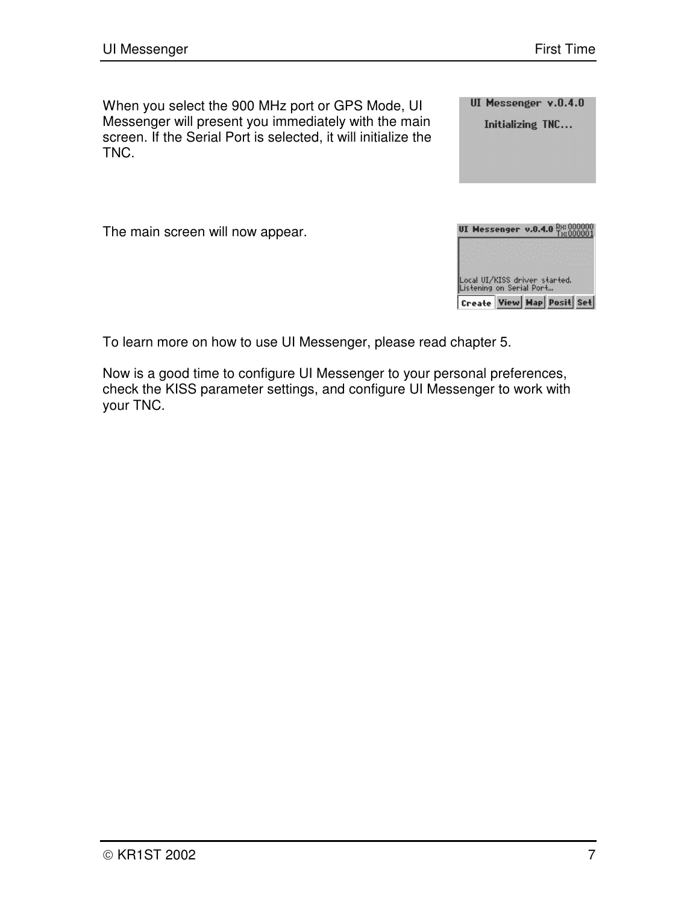When you select the 900 MHz port or GPS Mode, UI Messenger will present you immediately with the main screen. If the Serial Port is selected, it will initialize the TNC.

The main screen will now appear.

To learn more on how to use UI Messenger, please read chapter 5.

Now is a good time to configure UI Messenger to your personal preferences, check the KISS parameter settings, and configure UI Messenger to work with your TNC.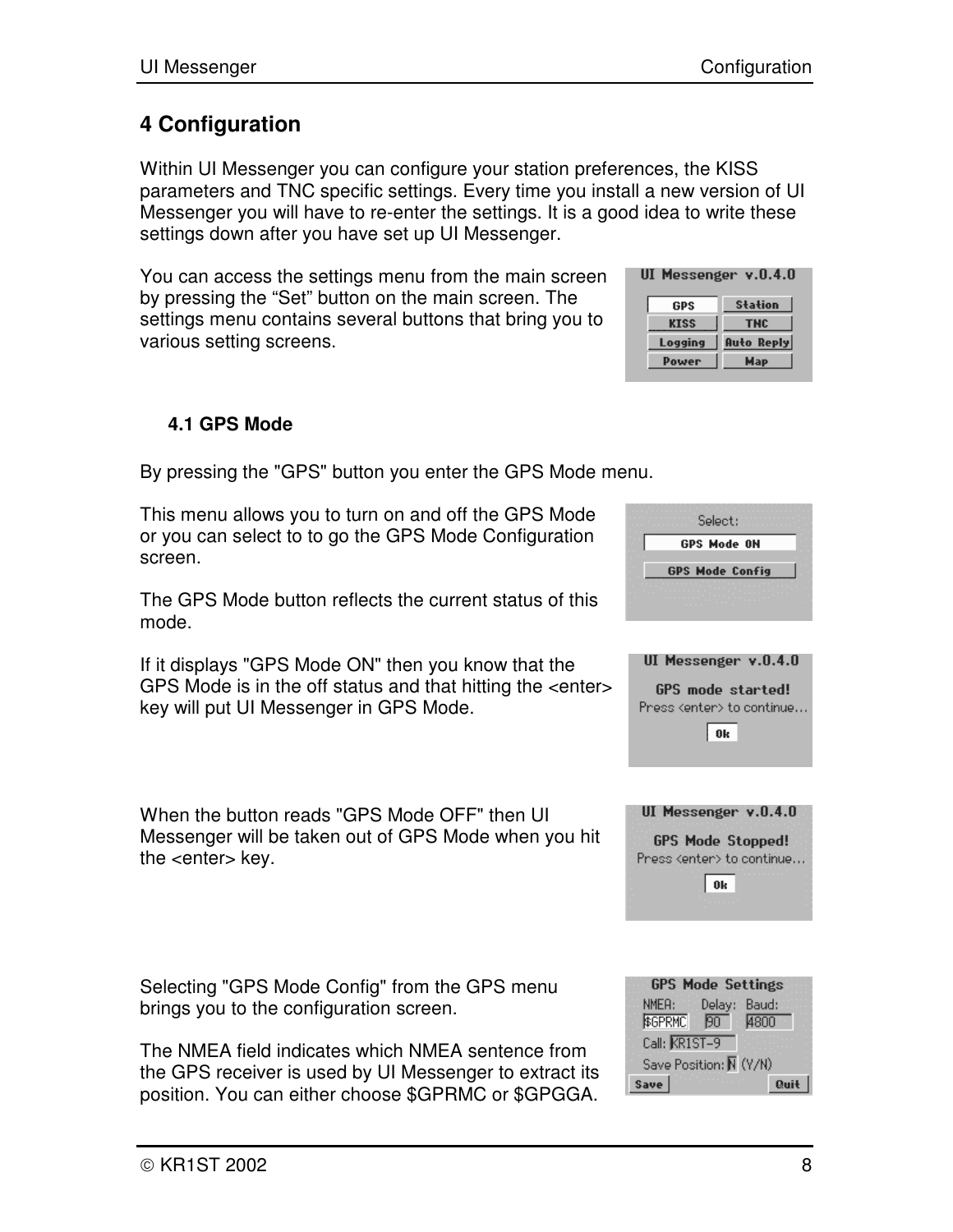# 4 Configuration

Within UI Messenger you can configure your station preferences, the KISS parameters and TNC specific settings. Every time you install a new version of UI Messenger you will have to re-enter the settings. It is a good idea to write these settings down after you have set up UI Messenger.

You can access the settings menu from the main screen by pressing the “Set” button on the main screen. The settings menu contains several buttons that bring you to various setting screens.

## 4.1 GPS Mode

By pressing the "GPS" button you enter the GPS Mode menu.

This menu allows you to turn on and off the GPS Mode or you can select to to go the GPS Mode Configuration screen.

The GPS Mode button reflects the current status of this mode.

If it displays "GPS Mode ON" then you know that the GPS Mode is in the off status and that hitting the <enter> key will put UI Messenger in GPS Mode.

When the button reads "GPS Mode OFF" then UI Messenger will be taken out of GPS Mode when you hit the <enter> key.

Selecting "GPS Mode Config" from the GPS menu brings you to the configuration screen.

The NMEA field indicates which NMEA sentence from the GPS receiver is used by UI Messenger to extract its position. You can either choose $GPRMC or $GPGGA.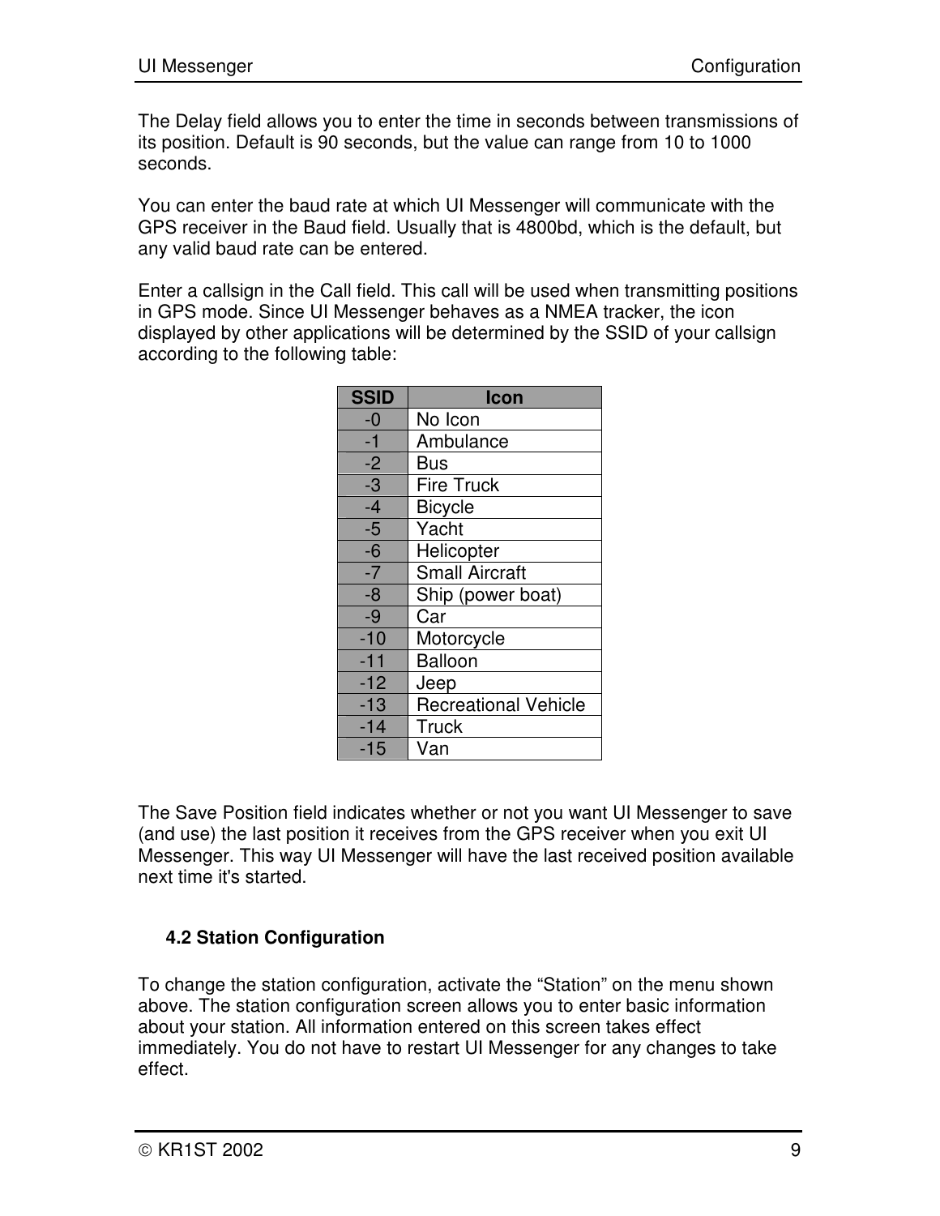The Delay field allows you to enter the time in seconds between transmissions of its position. Default is 90 seconds, but the value can range from 10 to 1000 seconds.

You can enter the baud rate at which UI Messenger will communicate with the GPS receiver in the Baud field. Usually that is 4800bd, which is the default, but any valid baud rate can be entered.

Enter a callsign in the Call field. This call will be used when transmitting positions in GPS mode. Since UI Messenger behaves as a NMEA tracker, the icon displayed by other applications will be determined by the SSID of your callsign according to the following table:

| SSID | Icon |
|---|---|
| -0 | No Icon |
| -1 | Ambulance |
| -2 | Bus |
| -3 | Fire Truck |
| -4 | Bicycle |
| -5 | Yacht |
| -6 | Helicopter |
| -7 | Small Aircraft |
| -8 | Ship (power boat) |
| -9 | Car |
| -10 | Motorcycle |
| -11 | Balloon |
| -12 | Jeep |
| -13 | Recreational Vehicle |
| -14 | Truck |
| -15 | Van |

The Save Position field indicates whether or not you want UI Messenger to save (and use) the last position it receives from the GPS receiver when you exit UI Messenger. This way UI Messenger will have the last received position available next time it's started.

### 4.2 Station Configuration

To change the station configuration, activate the “Station” on the menu shown above. The station configuration screen allows you to enter basic information about your station. All information entered on this screen takes effect immediately. You do not have to restart UI Messenger for any changes to take effect.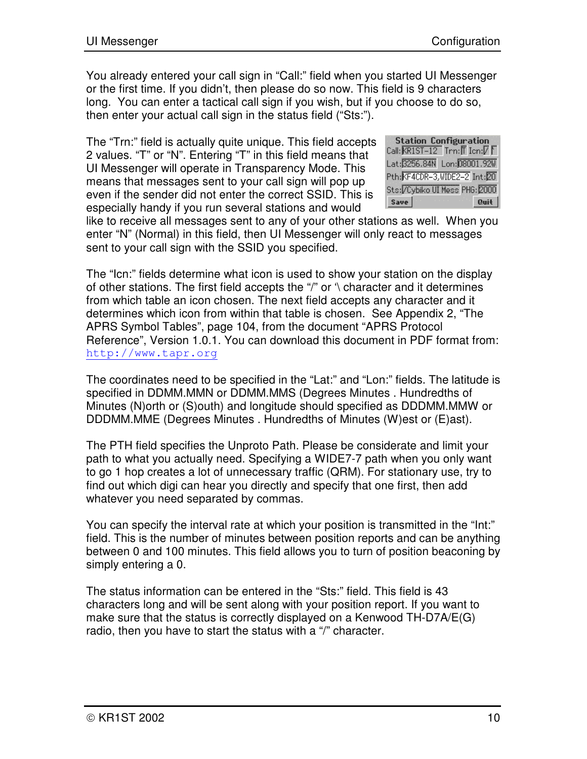You already entered your call sign in “Call:” field when you started UI Messenger or the first time. If you didn’t, then please do so now. This field is 9 characters long. You can enter a tactical call sign if you wish, but if you choose to do so, then enter your actual call sign in the status field (“Sts:”).

The “Trn:” field is actually quite unique. This field accepts 2 values. “T” or “N”. Entering “T” in this field means that UI Messenger will operate in Transparency Mode. This means that messages sent to your call sign will pop up even if the sender did not enter the correct SSID. This is especially handy if you run several stations and would like to receive all messages sent to any of your other stations as well. When you enter “N” (Normal) in this field, then UI Messenger will only react to messages sent to your call sign with the SSID you specified.

The “Icn:” fields determine what icon is used to show your station on the display of other stations. The first field accepts the “/” or ‘\ character and it determines from which table an icon chosen. The next field accepts any character and it determines which icon from within that table is chosen. See Appendix 2, “The APRS Symbol Tables”, page 104, from the document “APRS Protocol Reference”, Version 1.0.1. You can download this document in PDF format from: http://www.tapr.org

The coordinates need to be specified in the “Lat:” and “Lon:” fields. The latitude is specified in DDMM.MMN or DDMM.MMS (Degrees Minutes . Hundredths of Minutes (N)orth or (S)outh) and longitude should specified as DDDMM.MMW or DDDMM.MME (Degrees Minutes . Hundredths of Minutes (W)est or (E)ast).

The PTH field specifies the Unproto Path. Please be considerate and limit your path to what you actually need. Specifying a WIDE7-7 path when you only want to go 1 hop creates a lot of unnecessary traffic (QRM). For stationary use, try to find out which digi can hear you directly and specify that one first, then add whatever you need separated by commas.

You can specify the interval rate at which your position is transmitted in the “Int:” field. This is the number of minutes between position reports and can be anything between 0 and 100 minutes. This field allows you to turn of position beaconing by simply entering a 0.

The status information can be entered in the “Sts:” field. This field is 43 characters long and will be sent along with your position report. If you want to make sure that the status is correctly displayed on a Kenwood TH-D7A/E(G) radio, then you have to start the status with a “/” character.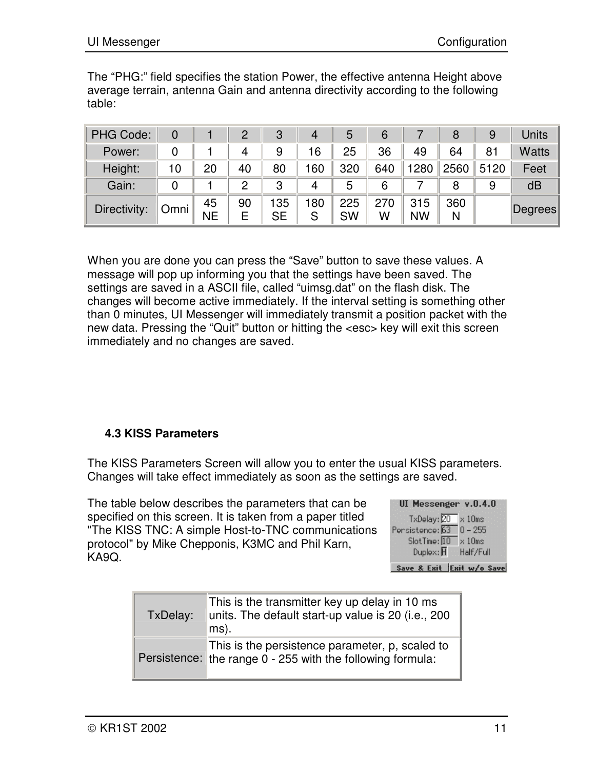The “PHG:” field specifies the station Power, the effective antenna Height above average terrain, antenna Gain and antenna directivity according to the following table:

| PHG Code: | 0 | 1 | 2 | 3 | 4 | 5 | 6 | 7 | 8 | 9 | Units |
|---|---|---|---|---|---|---|---|---|---|---|---|
| Power: | 0 | 1 | 4 | 9 | 16 | 25 | 36 | 49 | 64 | 81 | Watts |
| Height: | 10 | 20 | 40 | 80 | 160 | 320 | 640 | 1280 | 2560 | 5120 | Feet |
| Gain: | 0 | 1 | 2 | 3 | 4 | 5 | 6 | 7 | 8 | 9 | dB |
| Directivity: | Omni | 45 NE | 90 E | 135 SE | 180 S | 225 SW | 270 W | 315 NW | 360 N | | Degrees |

When you are done you can press the “Save” button to save these values. A message will pop up informing you that the settings have been saved. The settings are saved in a ASCII file, called “uimsg.dat” on the flash disk. The changes will become active immediately. If the interval setting is something other than 0 minutes, UI Messenger will immediately transmit a position packet with the new data. Pressing the “Quit” button or hitting the <esc> key will exit this screen immediately and no changes are saved.

### 4.3 KISS Parameters

The KISS Parameters Screen will allow you to enter the usual KISS parameters. Changes will take effect immediately as soon as the settings are saved.

The table below describes the parameters that can be specified on this screen. It is taken from a paper titled "The KISS TNC: A simple Host-to-TNC communications protocol" by Mike Chepponis, K3MC and Phil Karn, KA9Q.

| | |
|---|---|
| TxDelay: | This is the transmitter key up delay in 10 ms units. The default start-up value is 20 (i.e., 200 ms). |
| Persistence: | This is the persistence parameter, p, scaled to the range 0 - 255 with the following formula: |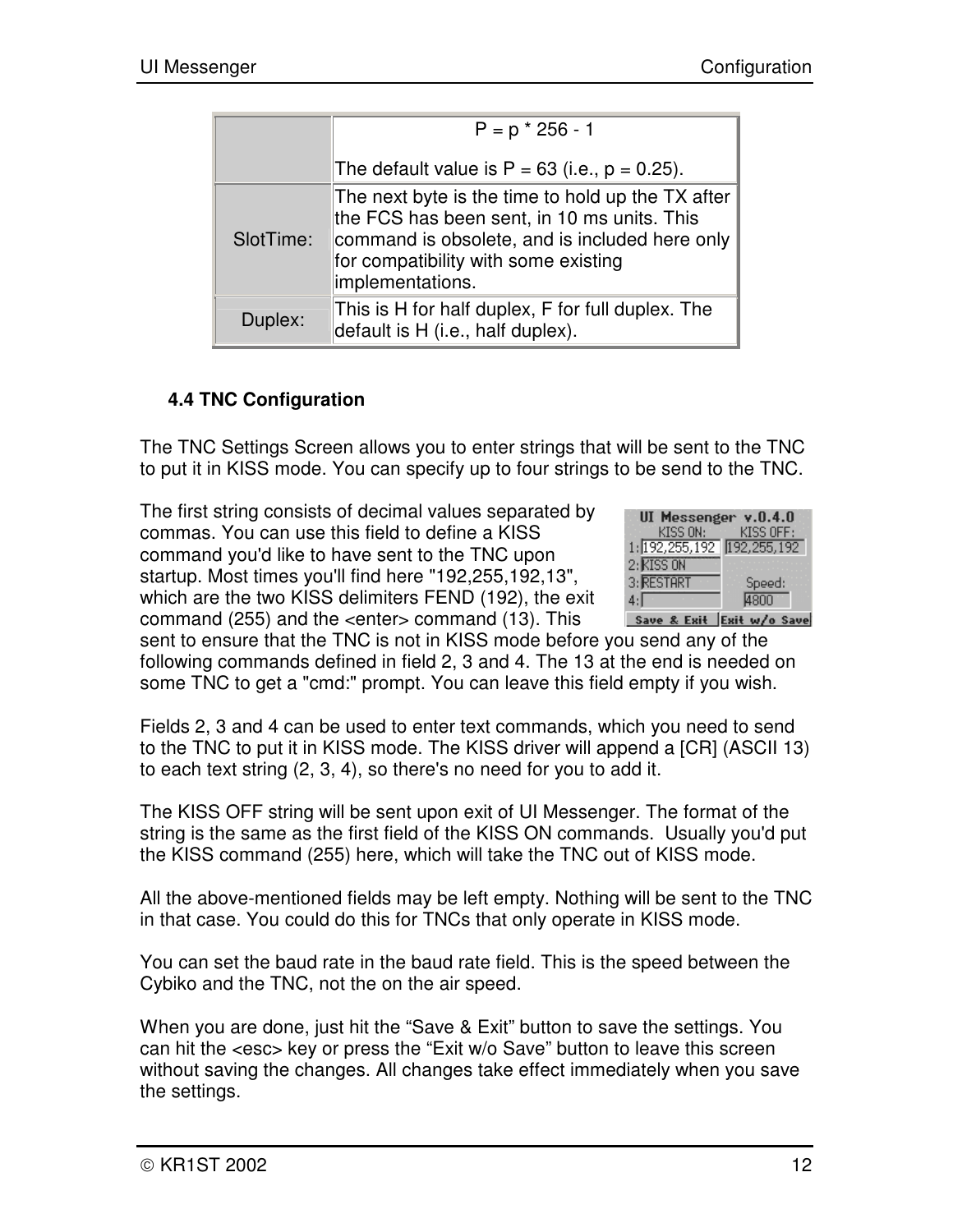| | |
|---|---|
| | P = p * 256 - 1<br><br>The default value is P = 63 (i.e., p = 0.25). |
| SlotTime: | The next byte is the time to hold up the TX after the FCS has been sent, in 10 ms units. This command is obsolete, and is included here only for compatibility with some existing implementations. |
| Duplex: | This is H for half duplex, F for full duplex. The default is H (i.e., half duplex). |

### 4.4 TNC Configuration

The TNC Settings Screen allows you to enter strings that will be sent to the TNC to put it in KISS mode. You can specify up to four strings to be send to the TNC.

The first string consists of decimal values separated by commas. You can use this field to define a KISS command you'd like to have sent to the TNC upon startup. Most times you'll find here "192,255,192,13", which are the two KISS delimiters FEND (192), the exit command (255) and the <enter> command (13). This sent to ensure that the TNC is not in KISS mode before you send any of the following commands defined in field 2, 3 and 4. The 13 at the end is needed on some TNC to get a "cmd:" prompt. You can leave this field empty if you wish.

Fields 2, 3 and 4 can be used to enter text commands, which you need to send to the TNC to put it in KISS mode. The KISS driver will append a [CR] (ASCII 13) to each text string (2, 3, 4), so there's no need for you to add it.

The KISS OFF string will be sent upon exit of UI Messenger. The format of the string is the same as the first field of the KISS ON commands. Usually you'd put the KISS command (255) here, which will take the TNC out of KISS mode.

All the above-mentioned fields may be left empty. Nothing will be sent to the TNC in that case. You could do this for TNCs that only operate in KISS mode.

You can set the baud rate in the baud rate field. This is the speed between the Cybiko and the TNC, not the on the air speed.

When you are done, just hit the “Save & Exit” button to save the settings. You can hit the <esc> key or press the “Exit w/o Save” button to leave this screen without saving the changes. All changes take effect immediately when you save the settings.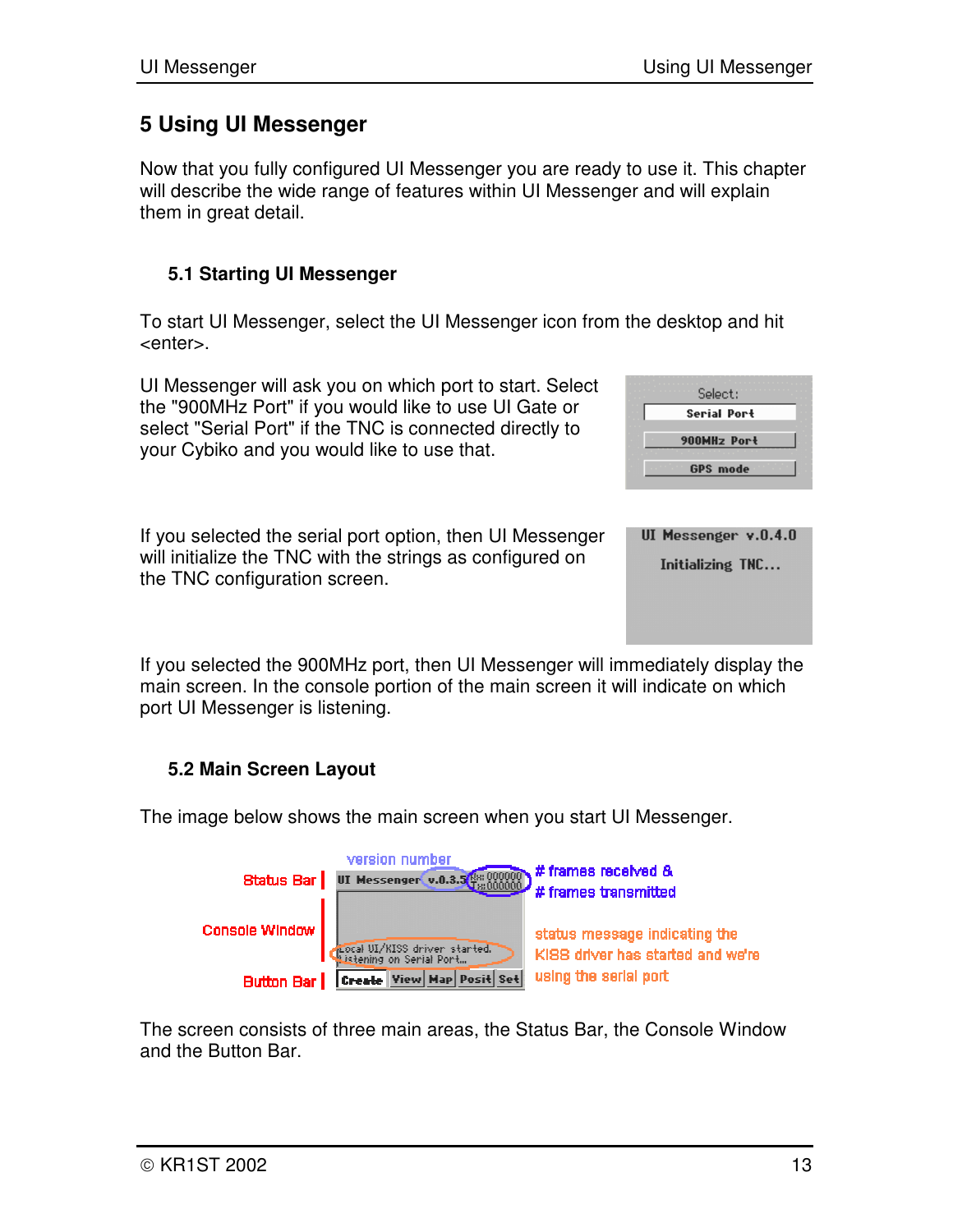# 5 Using UI Messenger

Now that you fully configured UI Messenger you are ready to use it. This chapter will describe the wide range of features within UI Messenger and will explain them in great detail.

## 5.1 Starting UI Messenger

To start UI Messenger, select the UI Messenger icon from the desktop and hit <enter>.

UI Messenger will ask you on which port to start. Select the "900MHz Port" if you would like to use UI Gate or select "Serial Port" if the TNC is connected directly to your Cybiko and you would like to use that.

If you selected the serial port option, then UI Messenger will initialize the TNC with the strings as configured on the TNC configuration screen.

If you selected the 900MHz port, then UI Messenger will immediately display the main screen. In the console portion of the main screen it will indicate on which port UI Messenger is listening.

## 5.2 Main Screen Layout

The image below shows the main screen when you start UI Messenger.

The screen consists of three main areas, the Status Bar, the Console Window and the Button Bar.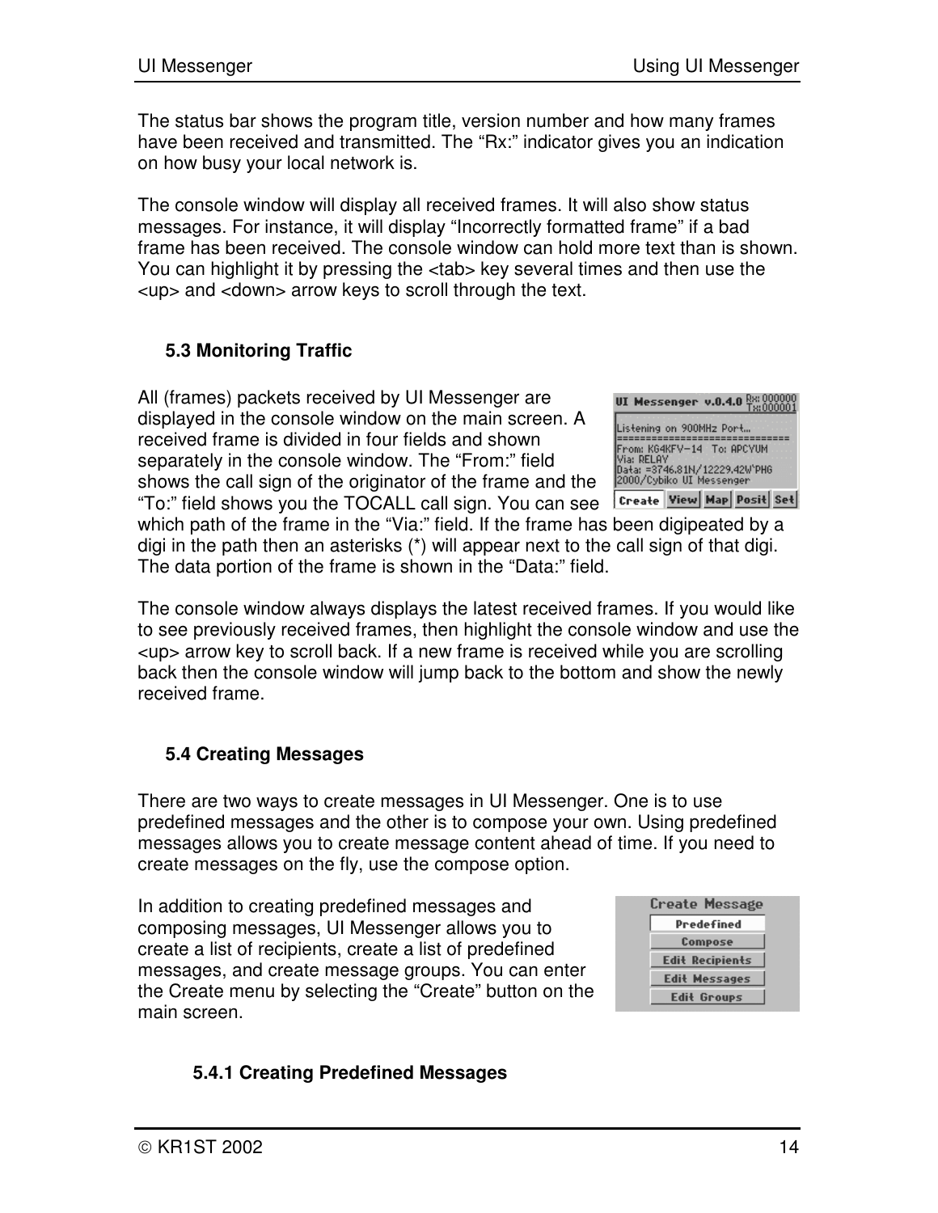The status bar shows the program title, version number and how many frames have been received and transmitted. The “Rx:” indicator gives you an indication on how busy your local network is.

The console window will display all received frames. It will also show status messages. For instance, it will display “Incorrectly formatted frame” if a bad frame has been received. The console window can hold more text than is shown. You can highlight it by pressing the <tab> key several times and then use the <up> and <down> arrow keys to scroll through the text.

### 5.3 Monitoring Traffic

All (frames) packets received by UI Messenger are displayed in the console window on the main screen. A received frame is divided in four fields and shown separately in the console window. The “From:” field shows the call sign of the originator of the frame and the “To:” field shows you the TOCALL call sign. You can see which path of the frame in the “Via:” field. If the frame has been digipeated by a digi in the path then an asterisks (*) will appear next to the call sign of that digi. The data portion of the frame is shown in the “Data:” field.

The console window always displays the latest received frames. If you would like to see previously received frames, then highlight the console window and use the <up> arrow key to scroll back. If a new frame is received while you are scrolling back then the console window will jump back to the bottom and show the newly received frame.

### 5.4 Creating Messages

There are two ways to create messages in UI Messenger. One is to use predefined messages and the other is to compose your own. Using predefined messages allows you to create message content ahead of time. If you need to create messages on the fly, use the compose option.

In addition to creating predefined messages and composing messages, UI Messenger allows you to create a list of recipients, create a list of predefined messages, and create message groups. You can enter the Create menu by selecting the “Create” button on the main screen.

#### 5.4.1 Creating Predefined Messages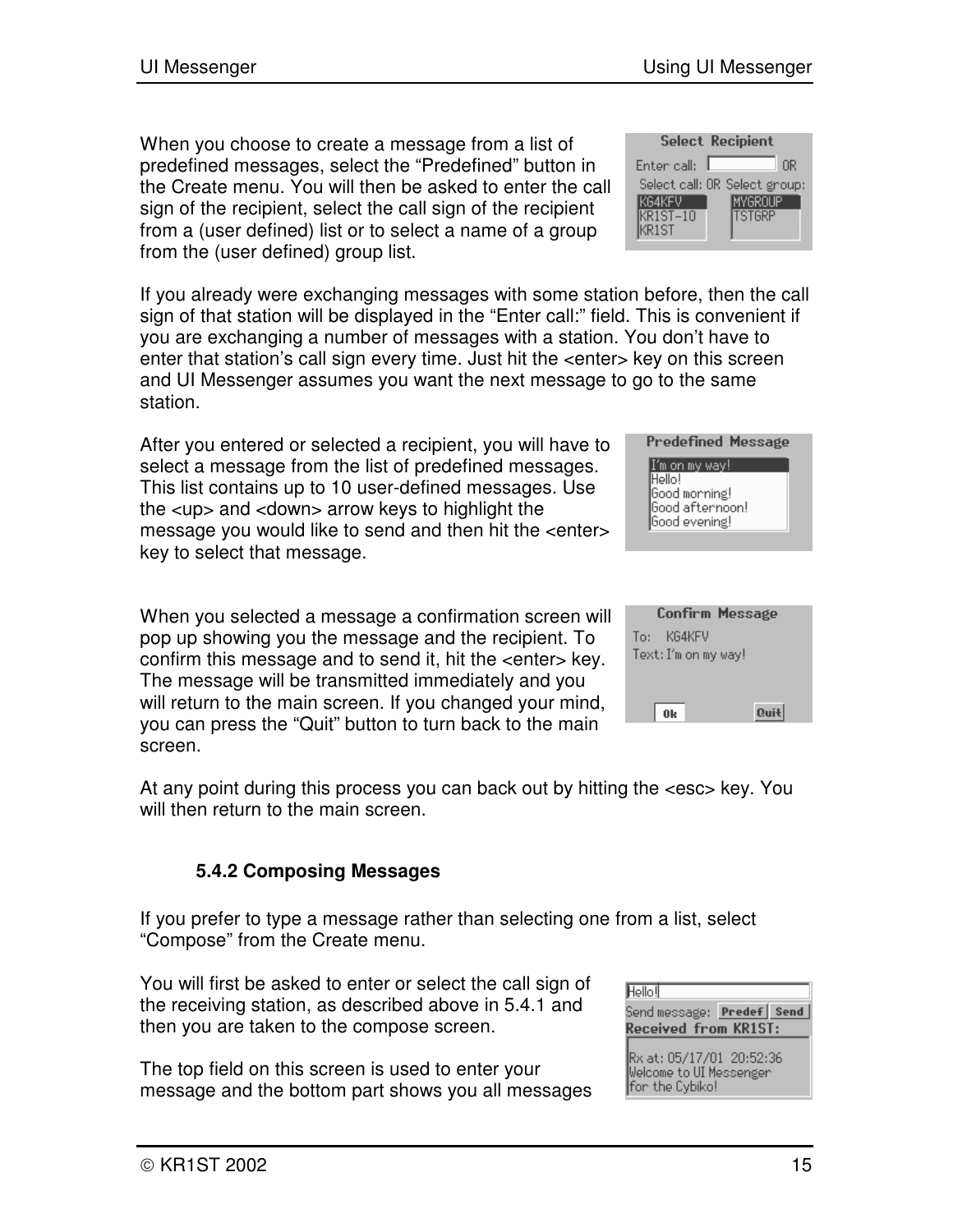When you choose to create a message from a list of predefined messages, select the “Predefined” button in the Create menu. You will then be asked to enter the call sign of the recipient, select the call sign of the recipient from a (user defined) list or to select a name of a group from the (user defined) group list.

If you already were exchanging messages with some station before, then the call sign of that station will be displayed in the “Enter call:” field. This is convenient if you are exchanging a number of messages with a station. You don’t have to enter that station’s call sign every time. Just hit the <enter> key on this screen and UI Messenger assumes you want the next message to go to the same station.

After you entered or selected a recipient, you will have to select a message from the list of predefined messages. This list contains up to 10 user-defined messages. Use the <up> and <down> arrow keys to highlight the message you would like to send and then hit the <enter> key to select that message.

When you selected a message a confirmation screen will pop up showing you the message and the recipient. To confirm this message and to send it, hit the <enter> key. The message will be transmitted immediately and you will return to the main screen. If you changed your mind, you can press the “Quit” button to turn back to the main screen.

At any point during this process you can back out by hitting the <esc> key. You will then return to the main screen.

### 5.4.2 Composing Messages

If you prefer to type a message rather than selecting one from a list, select “Compose” from the Create menu.

You will first be asked to enter or select the call sign of the receiving station, as described above in 5.4.1 and then you are taken to the compose screen.

The top field on this screen is used to enter your message and the bottom part shows you all messages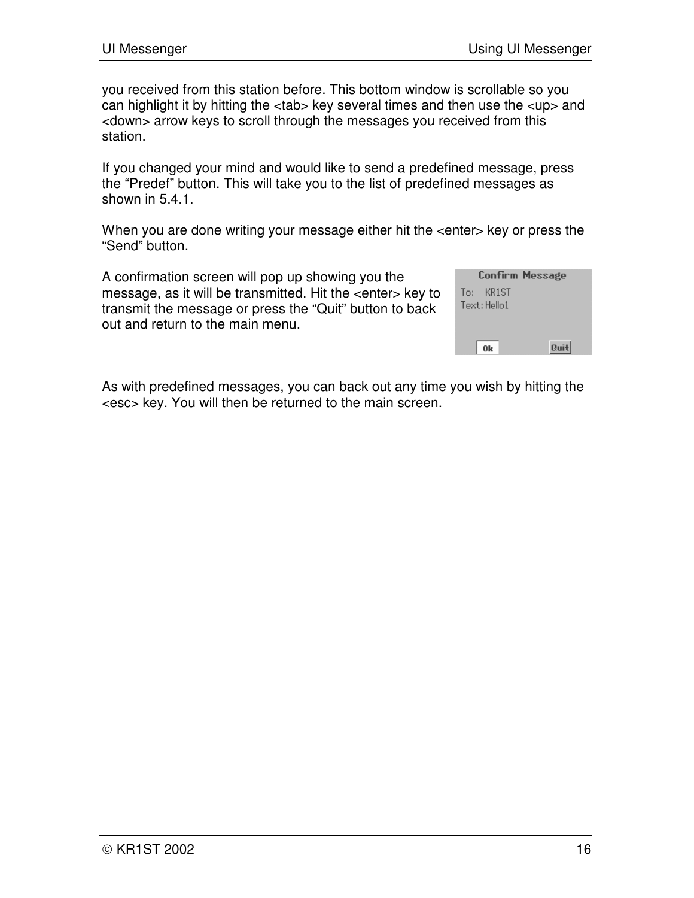you received from this station before. This bottom window is scrollable so you can highlight it by hitting the <tab> key several times and then use the <up> and <down> arrow keys to scroll through the messages you received from this station.

If you changed your mind and would like to send a predefined message, press the “Predef” button. This will take you to the list of predefined messages as shown in 5.4.1.

When you are done writing your message either hit the <enter> key or press the “Send” button.

A confirmation screen will pop up showing you the message, as it will be transmitted. Hit the <enter> key to transmit the message or press the “Quit” button to back out and return to the main menu.

As with predefined messages, you can back out any time you wish by hitting the <esc> key. You will then be returned to the main screen.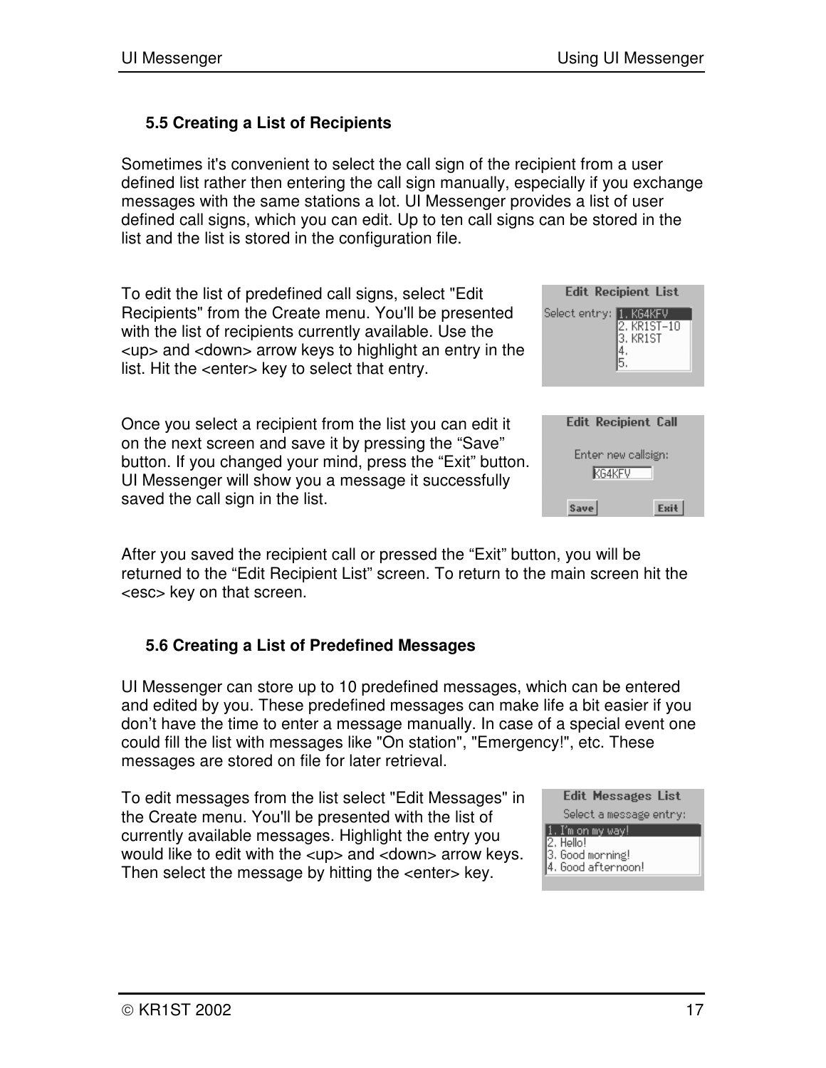### 5.5 Creating a List of Recipients

Sometimes it's convenient to select the call sign of the recipient from a user defined list rather then entering the call sign manually, especially if you exchange messages with the same stations a lot. UI Messenger provides a list of user defined call signs, which you can edit. Up to ten call signs can be stored in the list and the list is stored in the configuration file.

To edit the list of predefined call signs, select "Edit Recipients" from the Create menu. You'll be presented with the list of recipients currently available. Use the <up> and <down> arrow keys to highlight an entry in the list. Hit the <enter> key to select that entry.

Once you select a recipient from the list you can edit it on the next screen and save it by pressing the “Save” button. If you changed your mind, press the “Exit” button. UI Messenger will show you a message it successfully saved the call sign in the list.

After you saved the recipient call or pressed the “Exit” button, you will be returned to the “Edit Recipient List” screen. To return to the main screen hit the <esc> key on that screen.

### 5.6 Creating a List of Predefined Messages

UI Messenger can store up to 10 predefined messages, which can be entered and edited by you. These predefined messages can make life a bit easier if you don’t have the time to enter a message manually. In case of a special event one could fill the list with messages like "On station", "Emergency!", etc. These messages are stored on file for later retrieval.

To edit messages from the list select "Edit Messages" in the Create menu. You'll be presented with the list of currently available messages. Highlight the entry you would like to edit with the <up> and <down> arrow keys. Then select the message by hitting the <enter> key.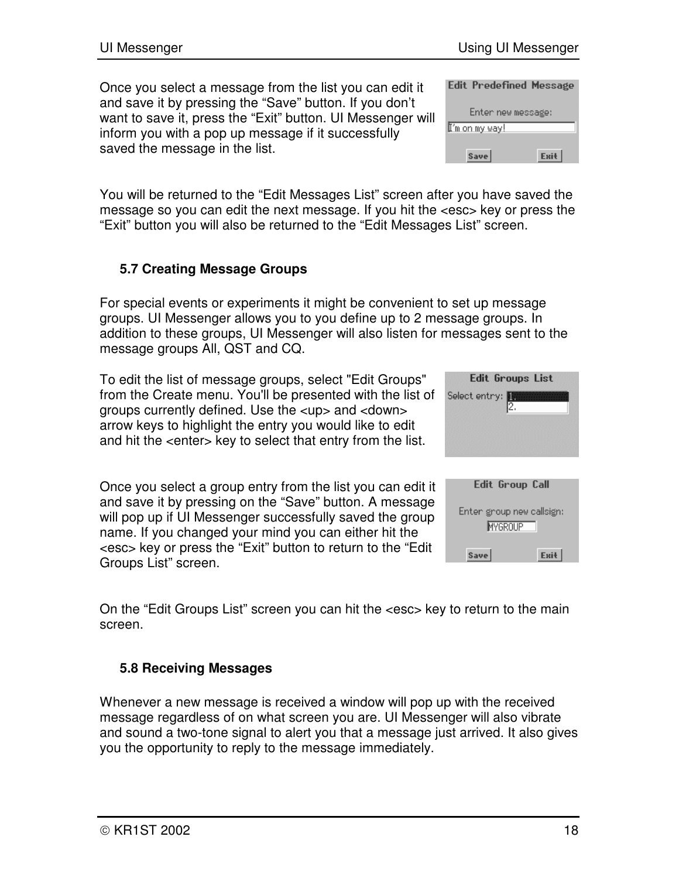Once you select a message from the list you can edit it and save it by pressing the “Save” button. If you don’t want to save it, press the “Exit” button. UI Messenger will inform you with a pop up message if it successfully saved the message in the list.

You will be returned to the “Edit Messages List” screen after you have saved the message so you can edit the next message. If you hit the <esc> key or press the “Exit” button you will also be returned to the “Edit Messages List” screen.

### 5.7 Creating Message Groups

For special events or experiments it might be convenient to set up message groups. UI Messenger allows you to you define up to 2 message groups. In addition to these groups, UI Messenger will also listen for messages sent to the message groups All, QST and CQ.

To edit the list of message groups, select "Edit Groups" from the Create menu. You'll be presented with the list of groups currently defined. Use the <up> and <down> arrow keys to highlight the entry you would like to edit and hit the <enter> key to select that entry from the list.

Once you select a group entry from the list you can edit it and save it by pressing on the “Save” button. A message will pop up if UI Messenger successfully saved the group name. If you changed your mind you can either hit the <esc> key or press the “Exit” button to return to the “Edit Groups List” screen.

On the “Edit Groups List” screen you can hit the <esc> key to return to the main screen.

### 5.8 Receiving Messages

Whenever a new message is received a window will pop up with the received message regardless of on what screen you are. UI Messenger will also vibrate and sound a two-tone signal to alert you that a message just arrived. It also gives you the opportunity to reply to the message immediately.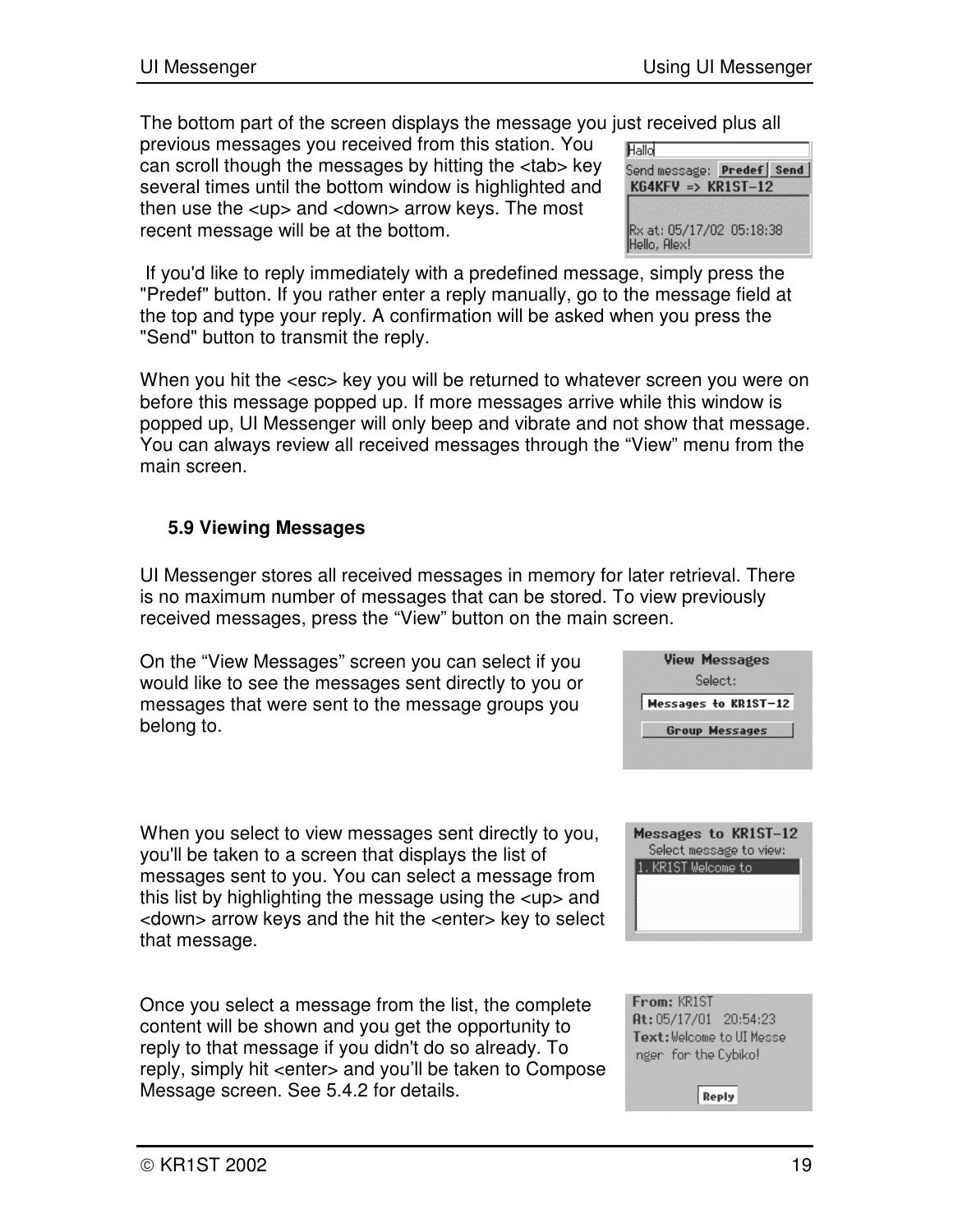The bottom part of the screen displays the message you just received plus all previous messages you received from this station. You can scroll though the messages by hitting the <tab> key several times until the bottom window is highlighted and then use the <up> and <down> arrow keys. The most recent message will be at the bottom.

If you'd like to reply immediately with a predefined message, simply press the "Predef" button. If you rather enter a reply manually, go to the message field at the top and type your reply. A confirmation will be asked when you press the "Send" button to transmit the reply.

When you hit the <esc> key you will be returned to whatever screen you were on before this message popped up. If more messages arrive while this window is popped up, UI Messenger will only beep and vibrate and not show that message. You can always review all received messages through the “View” menu from the main screen.

### 5.9 Viewing Messages

UI Messenger stores all received messages in memory for later retrieval. There is no maximum number of messages that can be stored. To view previously received messages, press the “View” button on the main screen.

On the “View Messages” screen you can select if you would like to see the messages sent directly to you or messages that were sent to the message groups you belong to.

When you select to view messages sent directly to you, you'll be taken to a screen that displays the list of messages sent to you. You can select a message from this list by highlighting the message using the <up> and <down> arrow keys and the hit the <enter> key to select that message.

Once you select a message from the list, the complete content will be shown and you get the opportunity to reply to that message if you didn't do so already. To reply, simply hit <enter> and you’ll be taken to Compose Message screen. See 5.4.2 for details.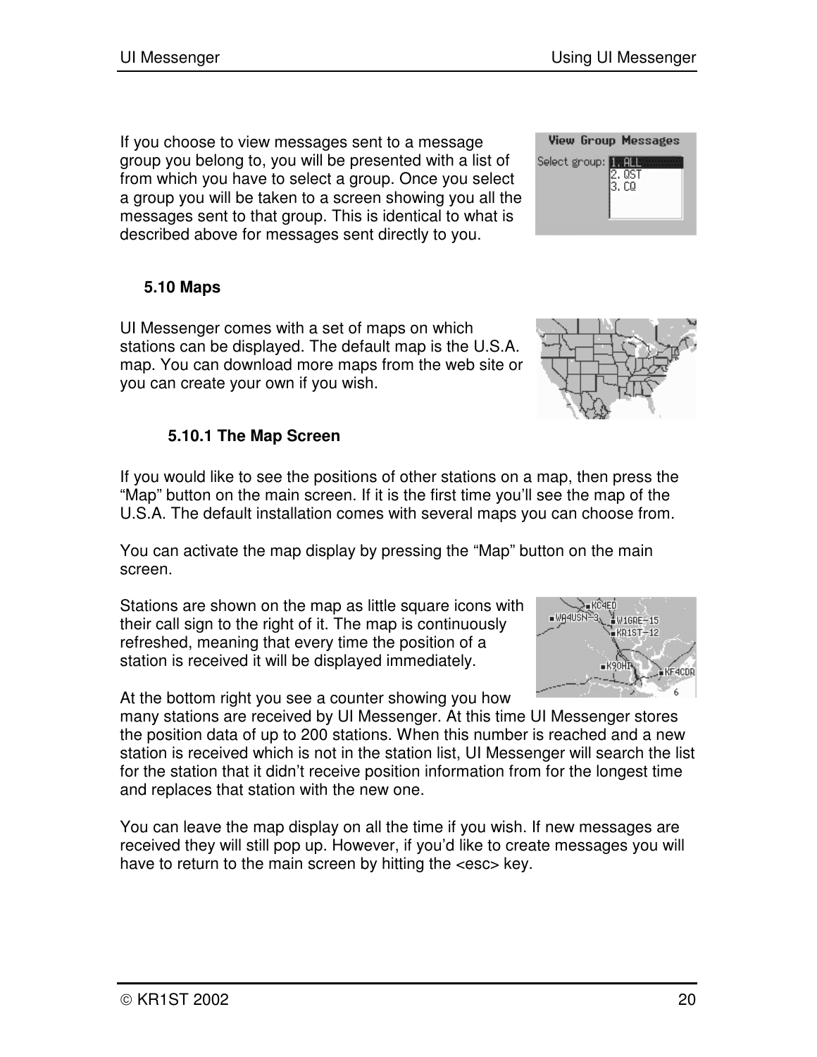If you choose to view messages sent to a message group you belong to, you will be presented with a list of from which you have to select a group. Once you select a group you will be taken to a screen showing you all the messages sent to that group. This is identical to what is described above for messages sent directly to you.

## 5.10 Maps

UI Messenger comes with a set of maps on which stations can be displayed. The default map is the U.S.A. map. You can download more maps from the web site or you can create your own if you wish.

### 5.10.1 The Map Screen

If you would like to see the positions of other stations on a map, then press the "Map" button on the main screen. If it is the first time you'll see the map of the U.S.A. The default installation comes with several maps you can choose from.

You can activate the map display by pressing the "Map" button on the main screen.

Stations are shown on the map as little square icons with their call sign to the right of it. The map is continuously refreshed, meaning that every time the position of a station is received it will be displayed immediately.

At the bottom right you see a counter showing you how many stations are received by UI Messenger. At this time UI Messenger stores the position data of up to 200 stations. When this number is reached and a new station is received which is not in the station list, UI Messenger will search the list for the station that it didn't receive position information from for the longest time and replaces that station with the new one.

You can leave the map display on all the time if you wish. If new messages are received they will still pop up. However, if you'd like to create messages you will have to return to the main screen by hitting the <esc> key.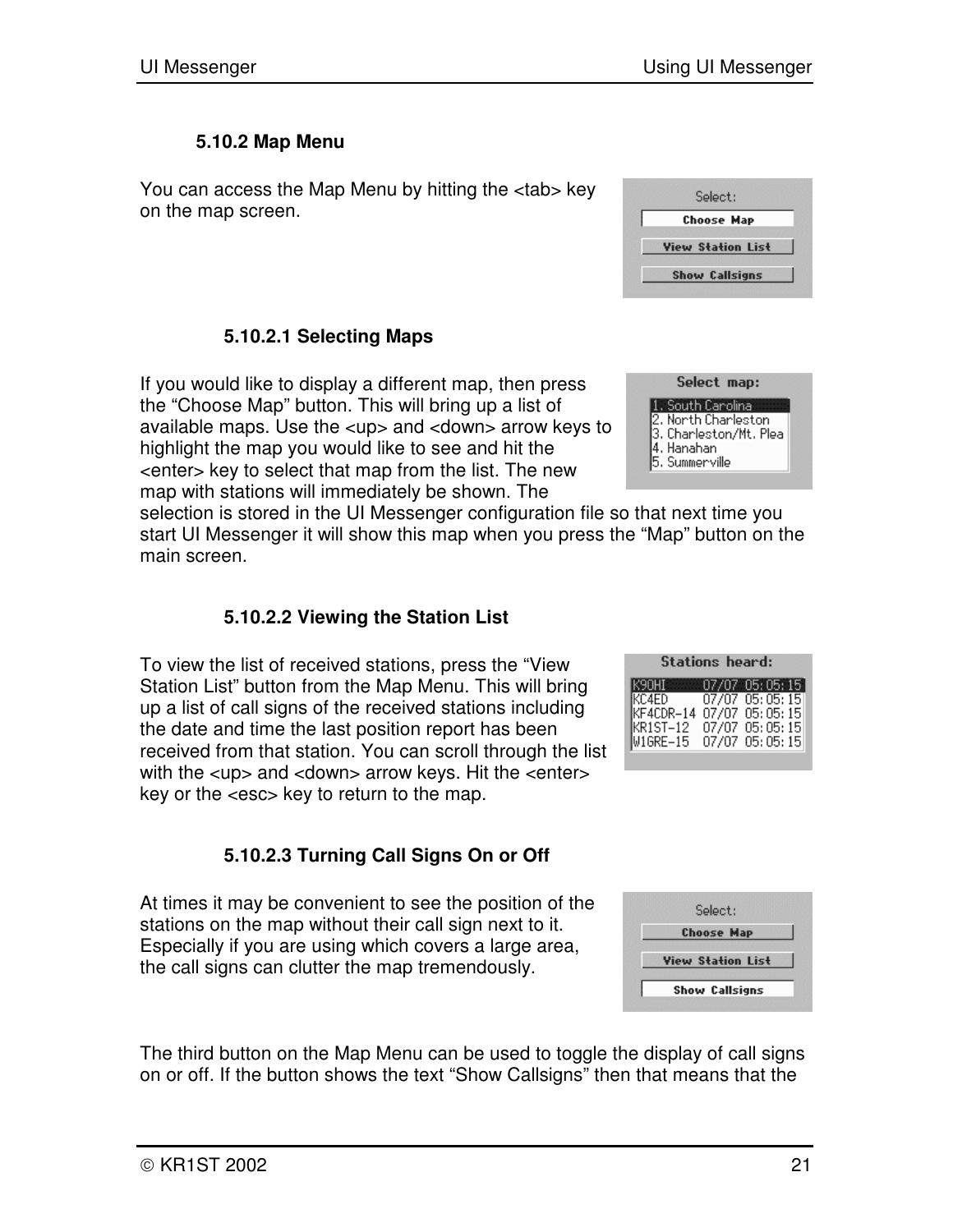### 5.10.2 Map Menu

You can access the Map Menu by hitting the <tab> key on the map screen.

#### 5.10.2.1 Selecting Maps

If you would like to display a different map, then press the "Choose Map" button. This will bring up a list of available maps. Use the <up> and <down> arrow keys to highlight the map you would like to see and hit the <enter> key to select that map from the list. The new map with stations will immediately be shown. The selection is stored in the UI Messenger configuration file so that next time you start UI Messenger it will show this map when you press the "Map" button on the main screen.

#### 5.10.2.2 Viewing the Station List

To view the list of received stations, press the "View Station List" button from the Map Menu. This will bring up a list of call signs of the received stations including the date and time the last position report has been received from that station. You can scroll through the list with the <up> and <down> arrow keys. Hit the <enter> key or the <esc> key to return to the map.

#### 5.10.2.3 Turning Call Signs On or Off

At times it may be convenient to see the position of the stations on the map without their call sign next to it. Especially if you are using which covers a large area, the call signs can clutter the map tremendously.

The third button on the Map Menu can be used to toggle the display of call signs on or off. If the button shows the text "Show Callsigns" then that means that the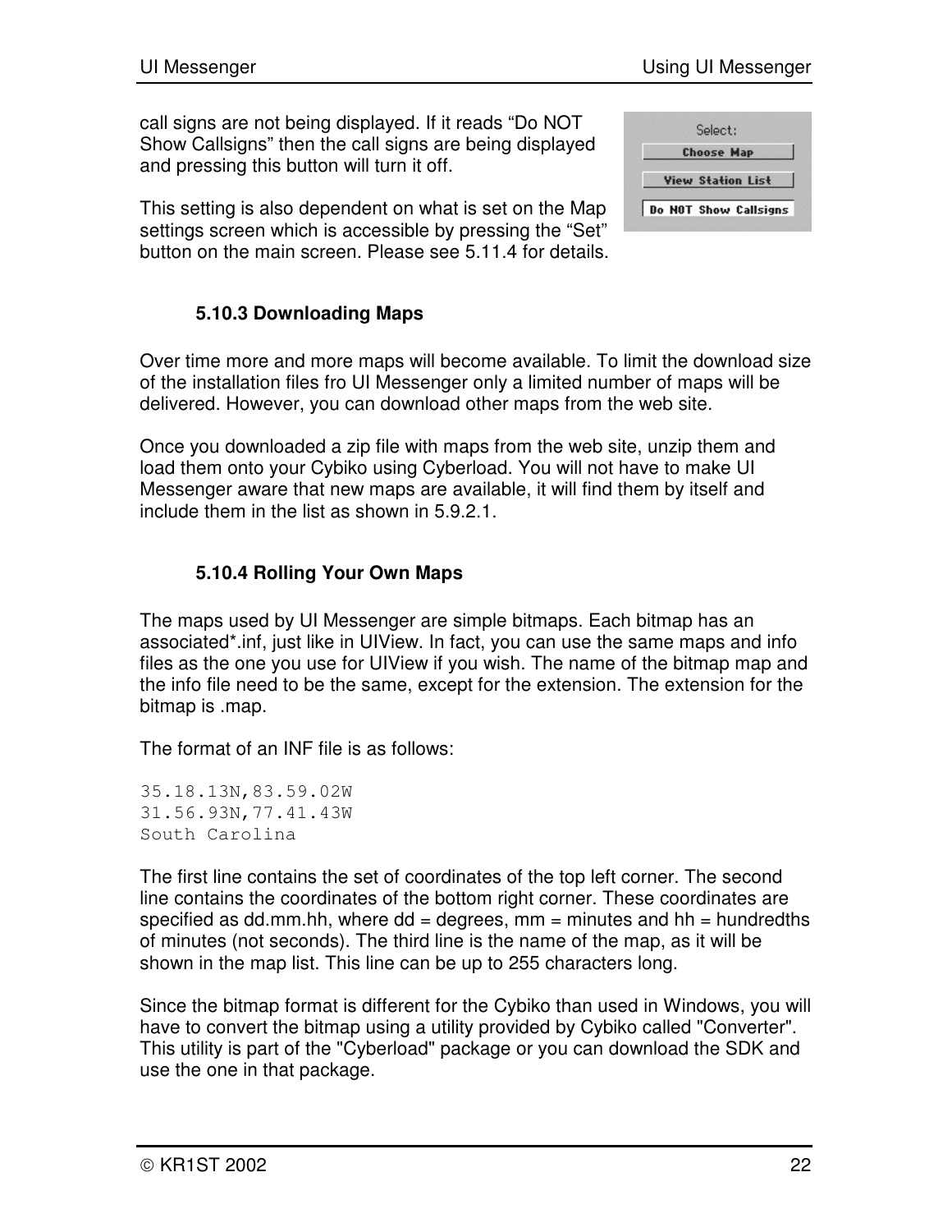call signs are not being displayed. If it reads “Do NOT Show Callsigns” then the call signs are being displayed and pressing this button will turn it off.

This setting is also dependent on what is set on the Map settings screen which is accessible by pressing the “Set” button on the main screen. Please see 5.11.4 for details.

### 5.10.3 Downloading Maps

Over time more and more maps will become available. To limit the download size of the installation files fro UI Messenger only a limited number of maps will be delivered. However, you can download other maps from the web site.

Once you downloaded a zip file with maps from the web site, unzip them and load them onto your Cybiko using Cyberload. You will not have to make UI Messenger aware that new maps are available, it will find them by itself and include them in the list as shown in 5.9.2.1.

### 5.10.4 Rolling Your Own Maps

The maps used by UI Messenger are simple bitmaps. Each bitmap has an associated*.inf, just like in UIView. In fact, you can use the same maps and info files as the one you use for UIView if you wish. The name of the bitmap map and the info file need to be the same, except for the extension. The extension for the bitmap is .map.

The format of an INF file is as follows:

```
35.18.13N,83.59.02W
31.56.93N,77.41.43W
South Carolina
```

The first line contains the set of coordinates of the top left corner. The second line contains the coordinates of the bottom right corner. These coordinates are specified as dd.mm.hh, where dd = degrees, mm = minutes and hh = hundredths of minutes (not seconds). The third line is the name of the map, as it will be shown in the map list. This line can be up to 255 characters long.

Since the bitmap format is different for the Cybiko than used in Windows, you will have to convert the bitmap using a utility provided by Cybiko called "Converter". This utility is part of the "Cyberload" package or you can download the SDK and use the one in that package.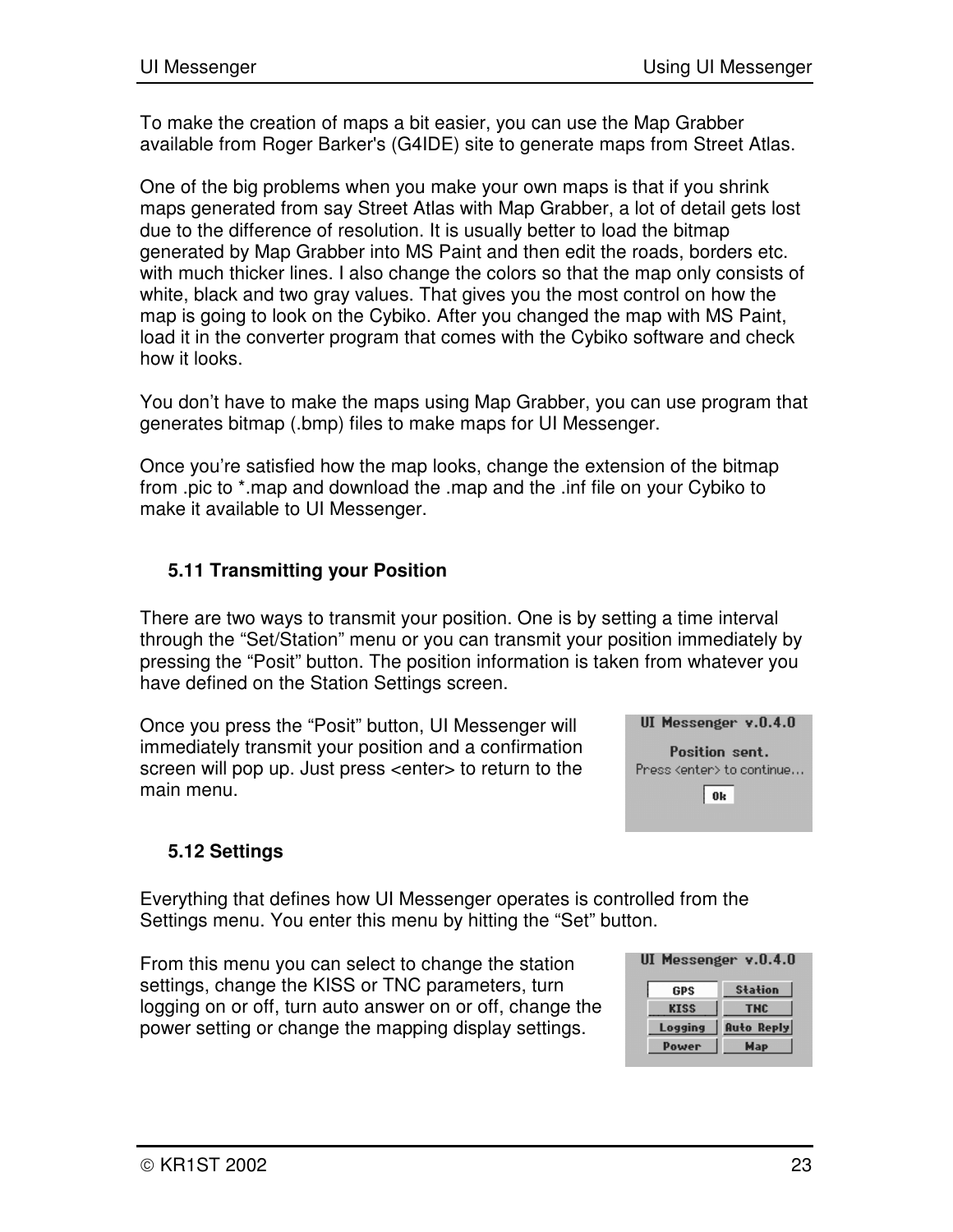To make the creation of maps a bit easier, you can use the Map Grabber available from Roger Barker's (G4IDE) site to generate maps from Street Atlas.

One of the big problems when you make your own maps is that if you shrink maps generated from say Street Atlas with Map Grabber, a lot of detail gets lost due to the difference of resolution. It is usually better to load the bitmap generated by Map Grabber into MS Paint and then edit the roads, borders etc. with much thicker lines. I also change the colors so that the map only consists of white, black and two gray values. That gives you the most control on how the map is going to look on the Cybiko. After you changed the map with MS Paint, load it in the converter program that comes with the Cybiko software and check how it looks.

You don't have to make the maps using Map Grabber, you can use program that generates bitmap (.bmp) files to make maps for UI Messenger.

Once you're satisfied how the map looks, change the extension of the bitmap from .pic to *.map and download the .map and the .inf file on your Cybiko to make it available to UI Messenger.

### 5.11 Transmitting your Position

There are two ways to transmit your position. One is by setting a time interval through the "Set/Station" menu or you can transmit your position immediately by pressing the "Posit" button. The position information is taken from whatever you have defined on the Station Settings screen.

Once you press the "Posit" button, UI Messenger will immediately transmit your position and a confirmation screen will pop up. Just press <enter> to return to the main menu.

### 5.12 Settings

Everything that defines how UI Messenger operates is controlled from the Settings menu. You enter this menu by hitting the "Set" button.

From this menu you can select to change the station settings, change the KISS or TNC parameters, turn logging on or off, turn auto answer on or off, change the power setting or change the mapping display settings.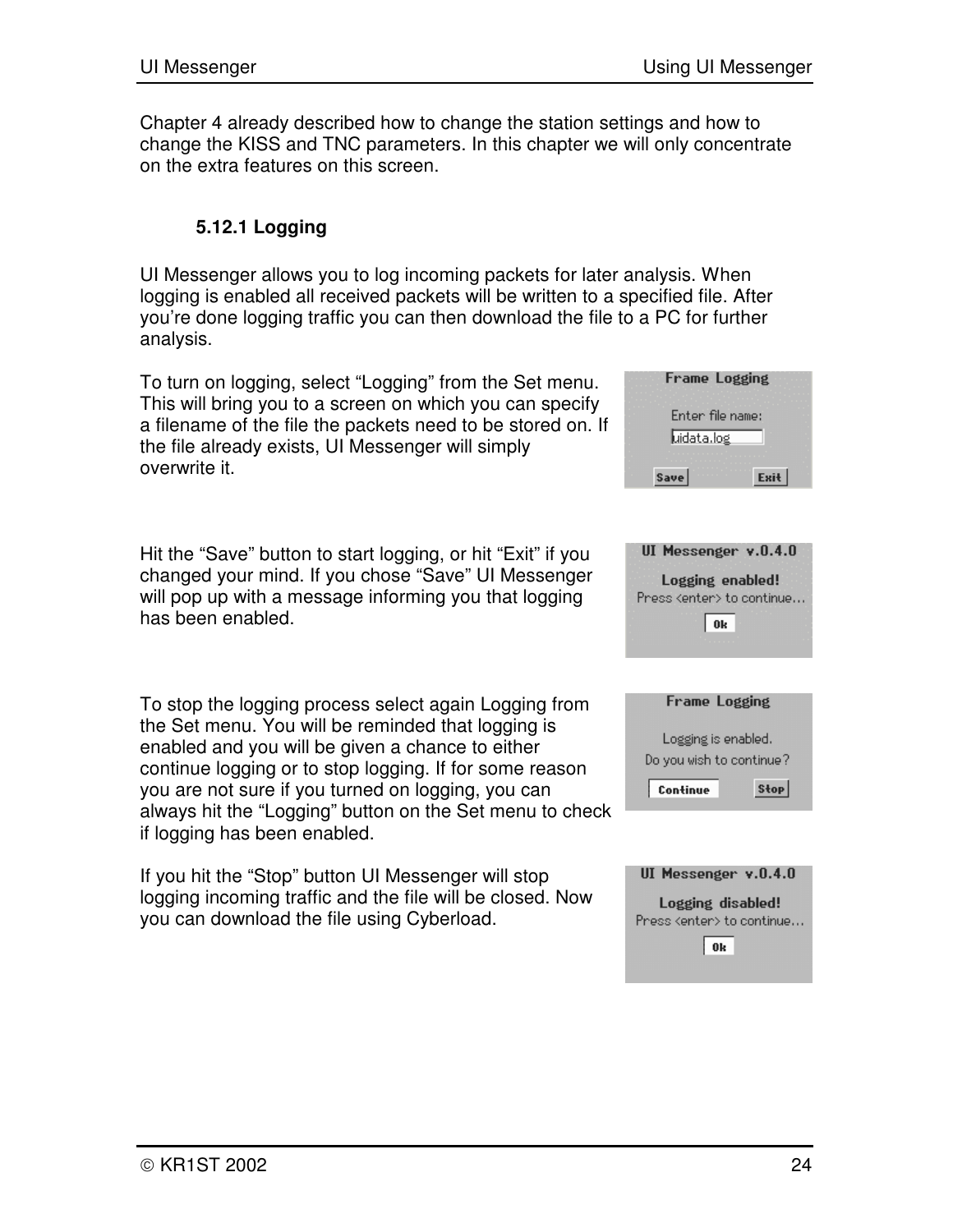Chapter 4 already described how to change the station settings and how to change the KISS and TNC parameters. In this chapter we will only concentrate on the extra features on this screen.

### 5.12.1 Logging

UI Messenger allows you to log incoming packets for later analysis. When logging is enabled all received packets will be written to a specified file. After you're done logging traffic you can then download the file to a PC for further analysis.

To turn on logging, select "Logging" from the Set menu. This will bring you to a screen on which you can specify a filename of the file the packets need to be stored on. If the file already exists, UI Messenger will simply overwrite it.

Hit the "Save" button to start logging, or hit "Exit" if you changed your mind. If you chose "Save" UI Messenger will pop up with a message informing you that logging has been enabled.

To stop the logging process select again Logging from the Set menu. You will be reminded that logging is enabled and you will be given a chance to either continue logging or to stop logging. If for some reason you are not sure if you turned on logging, you can always hit the "Logging" button on the Set menu to check if logging has been enabled.

If you hit the "Stop" button UI Messenger will stop logging incoming traffic and the file will be closed. Now you can download the file using Cyberload.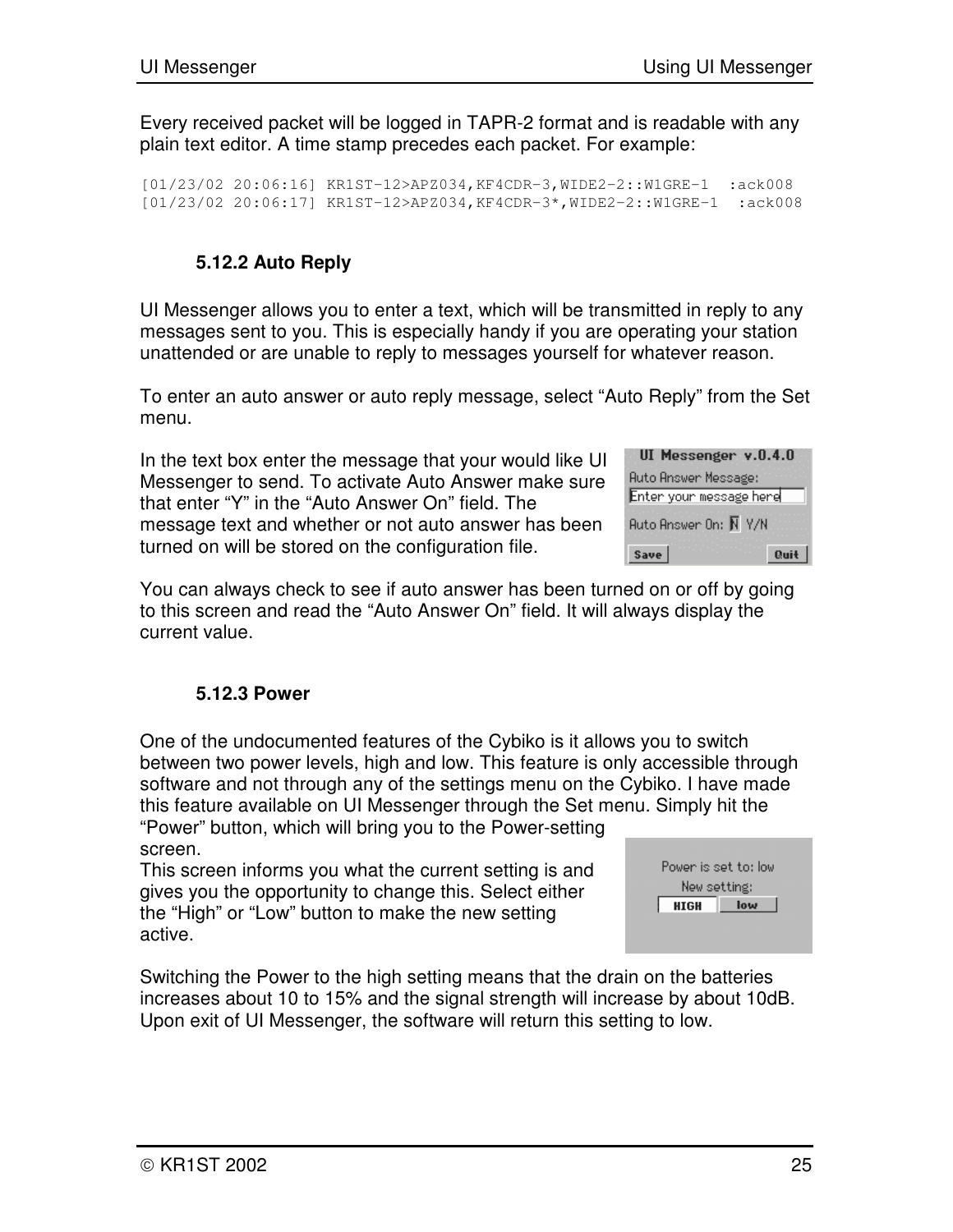Every received packet will be logged in TAPR-2 format and is readable with any plain text editor. A time stamp precedes each packet. For example:

```
[01/23/02 20:06:16] KR1ST-12>APZ034,KF4CDR-3,WIDE2-2::W1GRE-1  :ack008
[01/23/02 20:06:17] KR1ST-12>APZ034,KF4CDR-3*,WIDE2-2::W1GRE-1  :ack008
```

### 5.12.2 Auto Reply

UI Messenger allows you to enter a text, which will be transmitted in reply to any messages sent to you. This is especially handy if you are operating your station unattended or are unable to reply to messages yourself for whatever reason.

To enter an auto answer or auto reply message, select "Auto Reply" from the Set menu.

In the text box enter the message that your would like UI Messenger to send. To activate Auto Answer make sure that enter "Y" in the "Auto Answer On" field. The message text and whether or not auto answer has been turned on will be stored on the configuration file.

You can always check to see if auto answer has been turned on or off by going to this screen and read the "Auto Answer On" field. It will always display the current value.

### 5.12.3 Power

One of the undocumented features of the Cybiko is it allows you to switch between two power levels, high and low. This feature is only accessible through software and not through any of the settings menu on the Cybiko. I have made this feature available on UI Messenger through the Set menu. Simply hit the "Power" button, which will bring you to the Power-setting screen.

This screen informs you what the current setting is and gives you the opportunity to change this. Select either the "High" or "Low" button to make the new setting active.

Switching the Power to the high setting means that the drain on the batteries increases about 10 to 15% and the signal strength will increase by about 10dB. Upon exit of UI Messenger, the software will return this setting to low.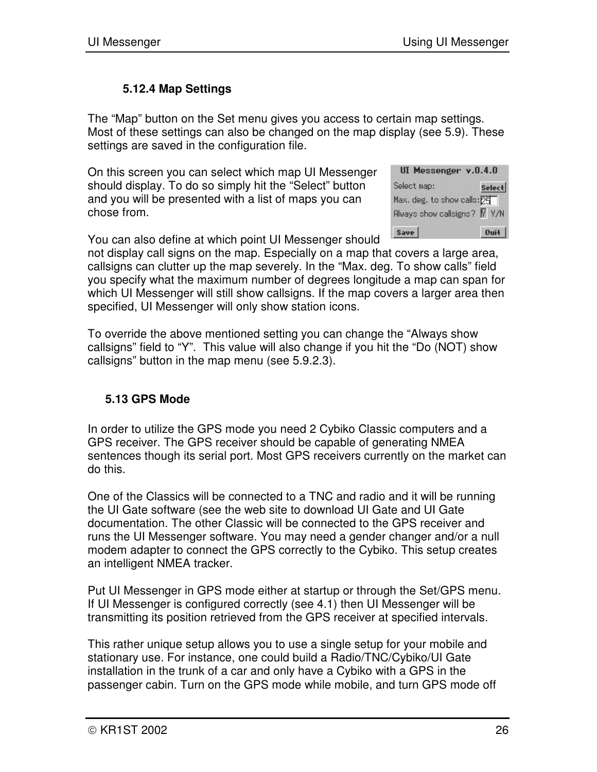### 5.12.4 Map Settings

The "Map" button on the Set menu gives you access to certain map settings. Most of these settings can also be changed on the map display (see 5.9). These settings are saved in the configuration file.

On this screen you can select which map UI Messenger should display. To do so simply hit the "Select" button and you will be presented with a list of maps you can chose from.

You can also define at which point UI Messenger should not display call signs on the map. Especially on a map that covers a large area, callsigns can clutter up the map severely. In the "Max. deg. To show calls" field you specify what the maximum number of degrees longitude a map can span for which UI Messenger will still show callsigns. If the map covers a larger area then specified, UI Messenger will only show station icons.

To override the above mentioned setting you can change the "Always show callsigns" field to "Y". This value will also change if you hit the "Do (NOT) show callsigns" button in the map menu (see 5.9.2.3).

## 5.13 GPS Mode

In order to utilize the GPS mode you need 2 Cybiko Classic computers and a GPS receiver. The GPS receiver should be capable of generating NMEA sentences though its serial port. Most GPS receivers currently on the market can do this.

One of the Classics will be connected to a TNC and radio and it will be running the UI Gate software (see the web site to download UI Gate and UI Gate documentation. The other Classic will be connected to the GPS receiver and runs the UI Messenger software. You may need a gender changer and/or a null modem adapter to connect the GPS correctly to the Cybiko. This setup creates an intelligent NMEA tracker.

Put UI Messenger in GPS mode either at startup or through the Set/GPS menu. If UI Messenger is configured correctly (see 4.1) then UI Messenger will be transmitting its position retrieved from the GPS receiver at specified intervals.

This rather unique setup allows you to use a single setup for your mobile and stationary use. For instance, one could build a Radio/TNC/Cybiko/UI Gate installation in the trunk of a car and only have a Cybiko with a GPS in the passenger cabin. Turn on the GPS mode while mobile, and turn GPS mode off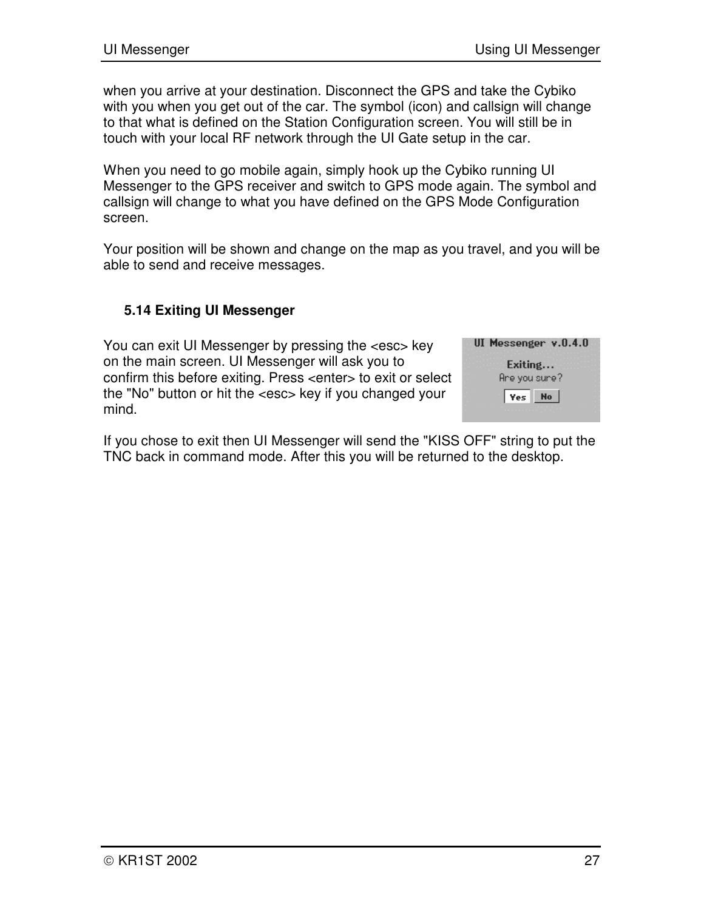when you arrive at your destination. Disconnect the GPS and take the Cybiko with you when you get out of the car. The symbol (icon) and callsign will change to that what is defined on the Station Configuration screen. You will still be in touch with your local RF network through the UI Gate setup in the car.

When you need to go mobile again, simply hook up the Cybiko running UI Messenger to the GPS receiver and switch to GPS mode again. The symbol and callsign will change to what you have defined on the GPS Mode Configuration screen.

Your position will be shown and change on the map as you travel, and you will be able to send and receive messages.

### 5.14 Exiting UI Messenger

You can exit UI Messenger by pressing the <esc> key on the main screen. UI Messenger will ask you to confirm this before exiting. Press <enter> to exit or select the "No" button or hit the <esc> key if you changed your mind.

If you chose to exit then UI Messenger will send the "KISS OFF" string to put the TNC back in command mode. After this you will be returned to the desktop.